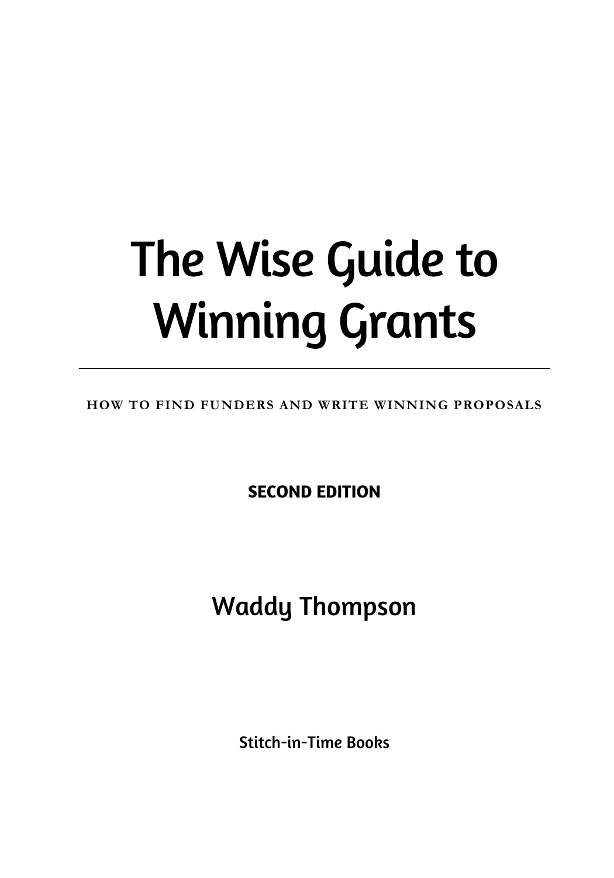# The Wise Guide to Winning Grants

---

**HOW TO FIND FUNDERS AND WRITE WINNING PROPOSALS**

**SECOND EDITION**

Waddy Thompson

Stitch-in-Time Books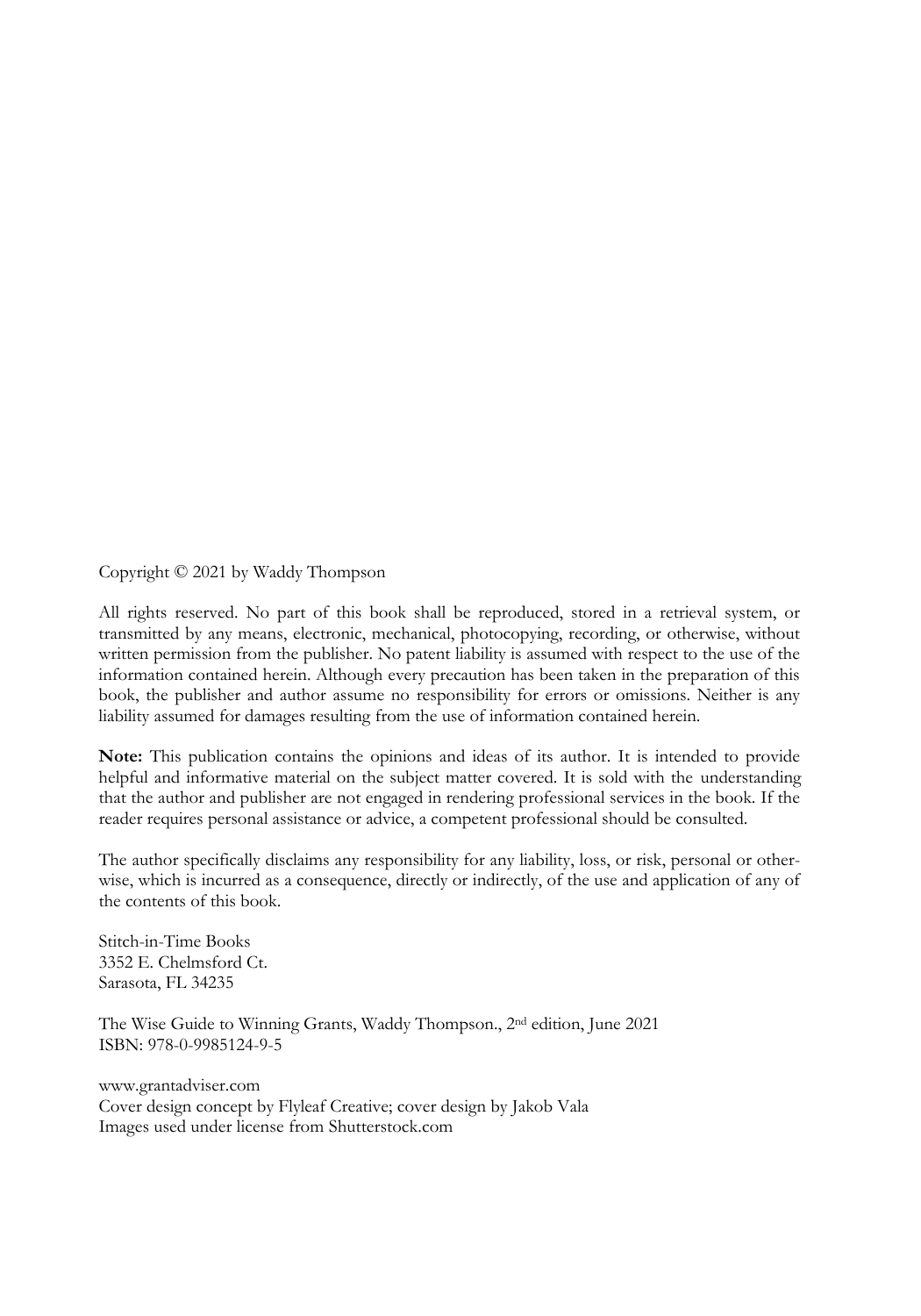Copyright © 2021 by Waddy Thompson

All rights reserved. No part of this book shall be reproduced, stored in a retrieval system, or transmitted by any means, electronic, mechanical, photocopying, recording, or otherwise, without written permission from the publisher. No patent liability is assumed with respect to the use of the information contained herein. Although every precaution has been taken in the preparation of this book, the publisher and author assume no responsibility for errors or omissions. Neither is any liability assumed for damages resulting from the use of information contained herein.

**Note:** This publication contains the opinions and ideas of its author. It is intended to provide helpful and informative material on the subject matter covered. It is sold with the understanding that the author and publisher are not engaged in rendering professional services in the book. If the reader requires personal assistance or advice, a competent professional should be consulted.

The author specifically disclaims any responsibility for any liability, loss, or risk, personal or otherwise, which is incurred as a consequence, directly or indirectly, of the use and application of any of the contents of this book.

Stitch-in-Time Books
3352 E. Chelmsford Ct.
Sarasota, FL 34235

The Wise Guide to Winning Grants, Waddy Thompson., 2nd edition, June 2021
ISBN: 978-0-9985124-9-5

www.grantadviser.com
Cover design concept by Flyleaf Creative; cover design by Jakob Vala
Images used under license from Shutterstock.com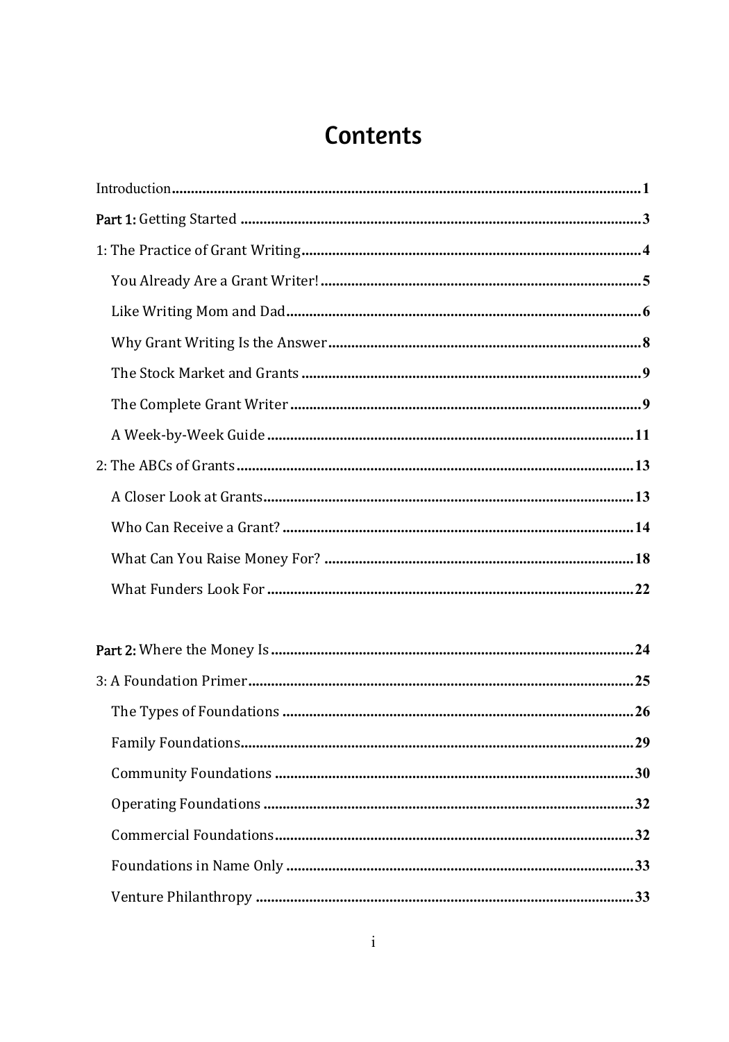# Contents

Introduction ........................................ 1

**Part 1:** Getting Started ........................................ 3

1: The Practice of Grant Writing ........................................ 4

- You Already Are a Grant Writer! ........................................ 5
- Like Writing Mom and Dad ........................................ 6
- Why Grant Writing Is the Answer ........................................ 8
- The Stock Market and Grants ........................................ 9
- The Complete Grant Writer ........................................ 9
- A Week-by-Week Guide ........................................ 11

2: The ABCs of Grants ........................................ 13

- A Closer Look at Grants ........................................ 13
- Who Can Receive a Grant? ........................................ 14
- What Can You Raise Money For? ........................................ 18
- What Funders Look For ........................................ 22

**Part 2:** Where the Money Is ........................................ 24

3: A Foundation Primer ........................................ 25

- The Types of Foundations ........................................ 26
- Family Foundations ........................................ 29
- Community Foundations ........................................ 30
- Operating Foundations ........................................ 32
- Commercial Foundations ........................................ 32
- Foundations in Name Only ........................................ 33
- Venture Philanthropy ........................................ 33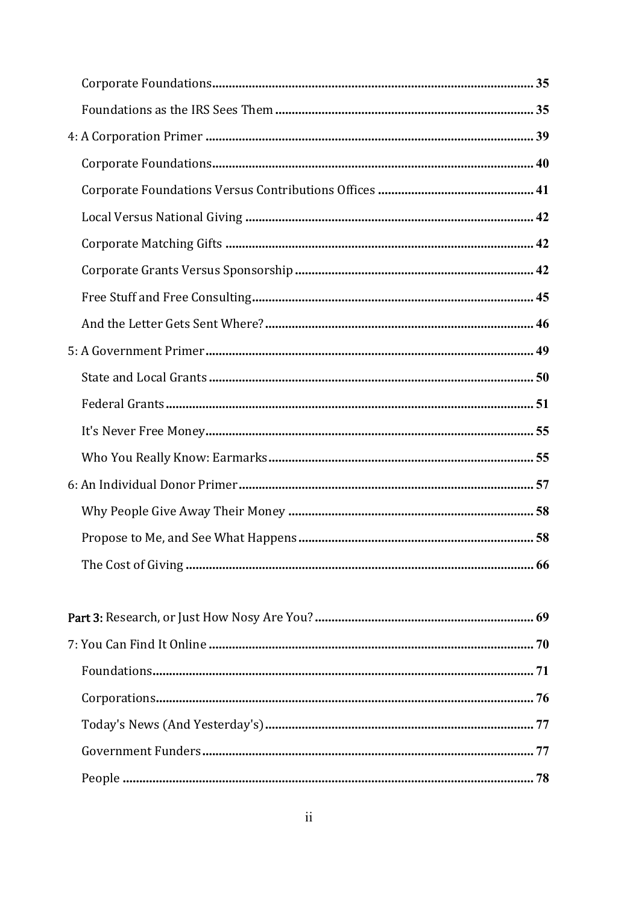Corporate Foundations ........................................................................................ 35

Foundations as the IRS Sees Them ............................................................... 35

4: A Corporation Primer ........................................................................................ 39

Corporate Foundations ........................................................................................ 40

Corporate Foundations Versus Contributions Offices .................................. 41

Local Versus National Giving .......................................................................... 42

Corporate Matching Gifts ............................................................................... 42

Corporate Grants Versus Sponsorship .......................................................... 42

Free Stuff and Free Consulting ....................................................................... 45

And the Letter Gets Sent Where? ................................................................... 46

5: A Government Primer ........................................................................................ 49

State and Local Grants .................................................................................... 50

Federal Grants .................................................................................................. 51

It's Never Free Money ..................................................................................... 55

Who You Really Know: Earmarks ................................................................. 55

6: An Individual Donor Primer .............................................................................. 57

Why People Give Away Their Money ............................................................ 58

Propose to Me, and See What Happens ......................................................... 58

The Cost of Giving ........................................................................................... 66

**Part 3:** Research, or Just How Nosy Are You? ................................................. 69

7: You Can Find It Online ...................................................................................... 70

Foundations ...................................................................................................... 71

Corporations ..................................................................................................... 76

Today's News (And Yesterday's) .................................................................... 77

Government Funders ....................................................................................... 77

People ............................................................................................................... 78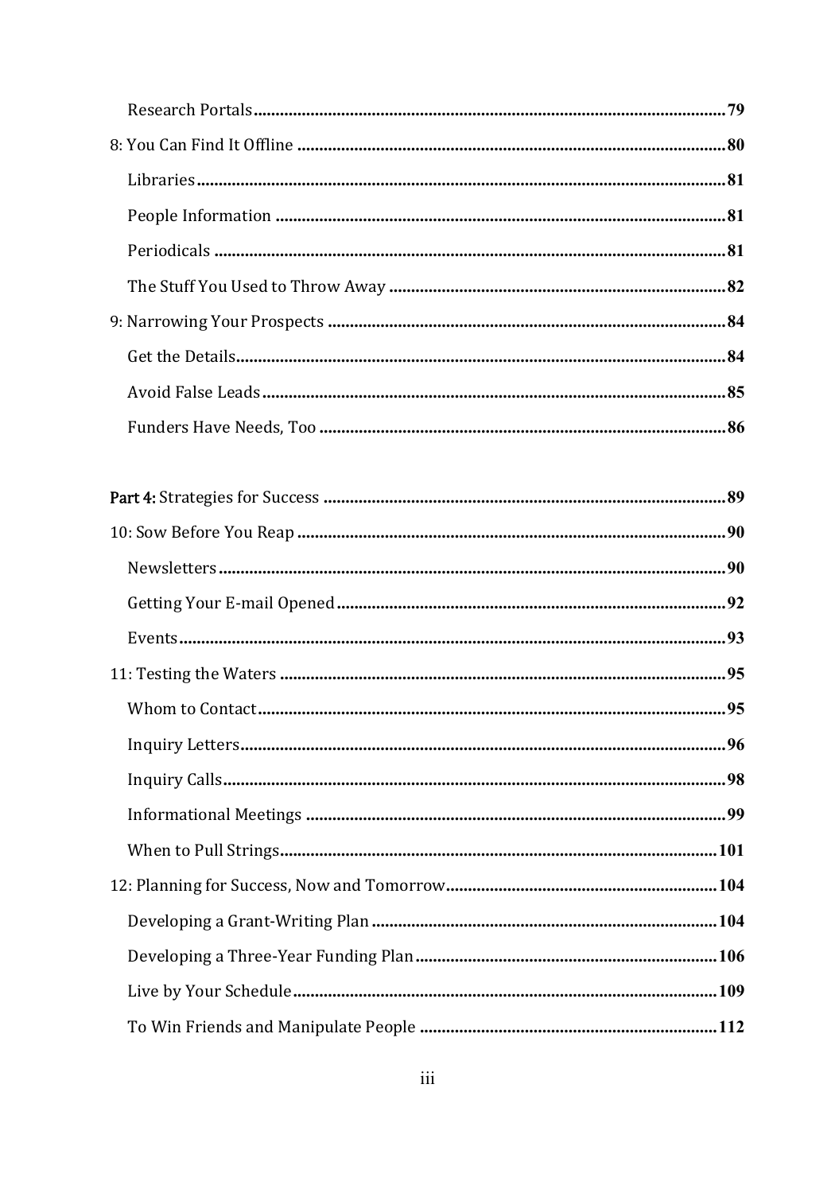Research Portals .......... 79

8: You Can Find It Offline .......... 80

Libraries .......... 81

People Information .......... 81

Periodicals .......... 81

The Stuff You Used to Throw Away .......... 82

9: Narrowing Your Prospects .......... 84

Get the Details .......... 84

Avoid False Leads .......... 85

Funders Have Needs, Too .......... 86

**Part 4:** Strategies for Success .......... 89

10: Sow Before You Reap .......... 90

Newsletters .......... 90

Getting Your E-mail Opened .......... 92

Events .......... 93

11: Testing the Waters .......... 95

Whom to Contact .......... 95

Inquiry Letters .......... 96

Inquiry Calls .......... 98

Informational Meetings .......... 99

When to Pull Strings .......... 101

12: Planning for Success, Now and Tomorrow .......... 104

Developing a Grant-Writing Plan .......... 104

Developing a Three-Year Funding Plan .......... 106

Live by Your Schedule .......... 109

To Win Friends and Manipulate People .......... 112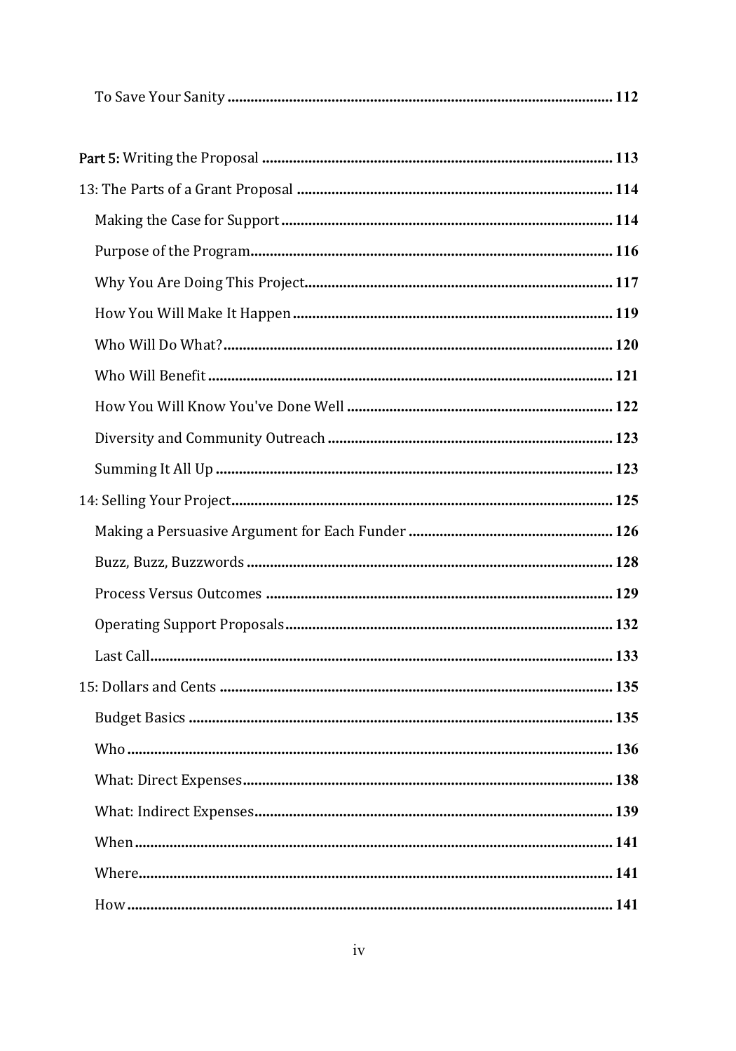To Save Your Sanity ........................................................................................ 112

**Part 5:** Writing the Proposal ........................................................................... 113

13: The Parts of a Grant Proposal ..................................................................... 114

Making the Case for Support ........................................................................ 114

Purpose of the Program................................................................................. 116

Why You Are Doing This Project.................................................................... 117

How You Will Make It Happen ...................................................................... 119

Who Will Do What?........................................................................................ 120

Who Will Benefit ............................................................................................ 121

How You Will Know You've Done Well ......................................................... 122

Diversity and Community Outreach .............................................................. 123

Summing It All Up .......................................................................................... 123

14: Selling Your Project........................................................................................ 125

Making a Persuasive Argument for Each Funder .......................................... 126

Buzz, Buzz, Buzzwords .................................................................................. 128

Process Versus Outcomes .............................................................................. 129

Operating Support Proposals......................................................................... 132

Last Call........................................................................................................... 133

15: Dollars and Cents ............................................................................................ 135

Budget Basics ................................................................................................. 135

Who ................................................................................................................. 136

What: Direct Expenses.................................................................................... 138

What: Indirect Expenses................................................................................. 139

When ............................................................................................................... 141

Where.............................................................................................................. 141

How ................................................................................................................. 141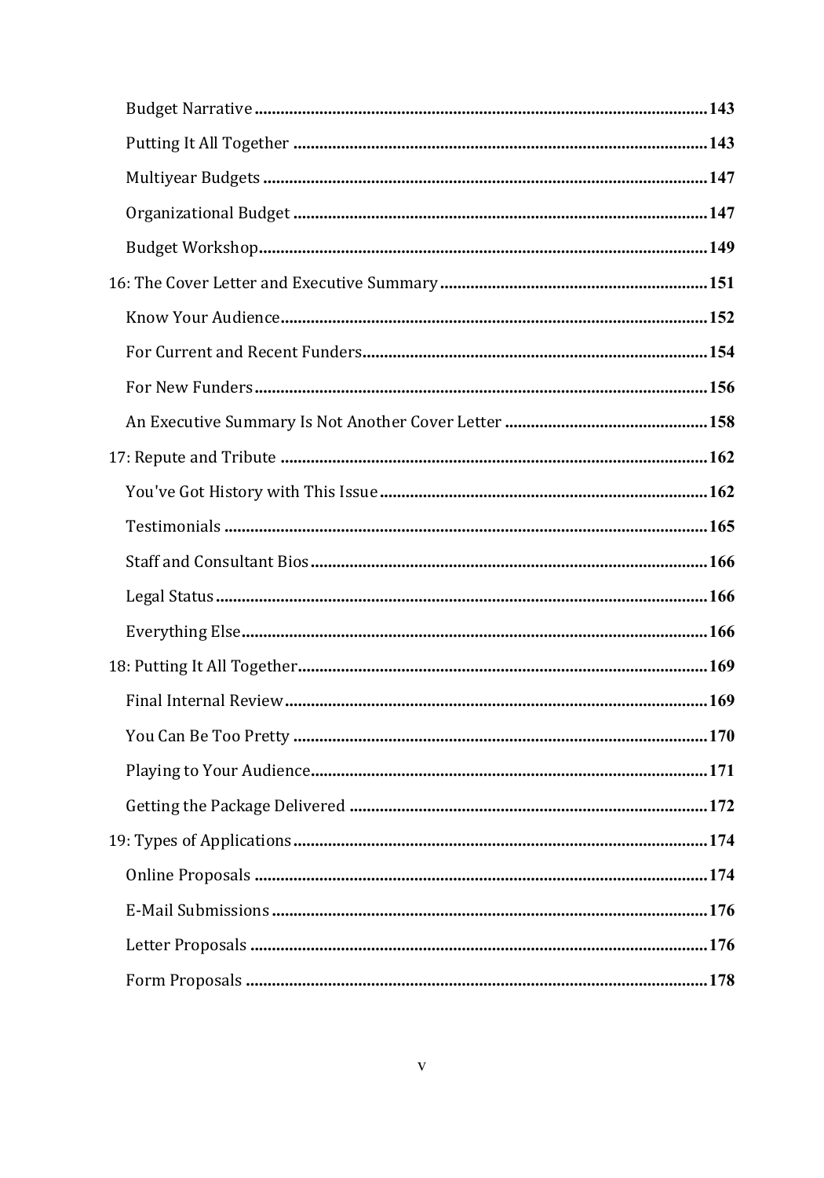- Budget Narrative ... 143
- Putting It All Together ... 143
- Multiyear Budgets ... 147
- Organizational Budget ... 147
- Budget Workshop ... 149

16: The Cover Letter and Executive Summary ... 151

- Know Your Audience ... 152
- For Current and Recent Funders ... 154
- For New Funders ... 156
- An Executive Summary Is Not Another Cover Letter ... 158

17: Repute and Tribute ... 162

- You've Got History with This Issue ... 162
- Testimonials ... 165
- Staff and Consultant Bios ... 166
- Legal Status ... 166
- Everything Else ... 166

18: Putting It All Together ... 169

- Final Internal Review ... 169
- You Can Be Too Pretty ... 170
- Playing to Your Audience ... 171
- Getting the Package Delivered ... 172

19: Types of Applications ... 174

- Online Proposals ... 174
- E-Mail Submissions ... 176
- Letter Proposals ... 176
- Form Proposals ... 178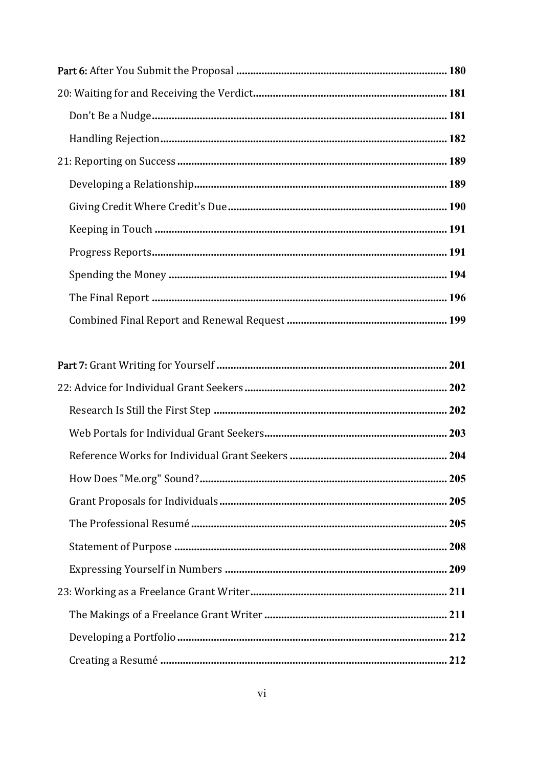**Part 6:** After You Submit the Proposal .......... **180**

20: Waiting for and Receiving the Verdict .......... **181**

- Don't Be a Nudge .......... **181**
- Handling Rejection .......... **182**

21: Reporting on Success .......... **189**

- Developing a Relationship .......... **189**
- Giving Credit Where Credit's Due .......... **190**
- Keeping in Touch .......... **191**
- Progress Reports .......... **191**
- Spending the Money .......... **194**
- The Final Report .......... **196**
- Combined Final Report and Renewal Request .......... **199**

**Part 7:** Grant Writing for Yourself .......... **201**

22: Advice for Individual Grant Seekers .......... **202**

- Research Is Still the First Step .......... **202**
- Web Portals for Individual Grant Seekers .......... **203**
- Reference Works for Individual Grant Seekers .......... **204**
- How Does "Me.org" Sound? .......... **205**
- Grant Proposals for Individuals .......... **205**
- The Professional Resumé .......... **205**
- Statement of Purpose .......... **208**
- Expressing Yourself in Numbers .......... **209**

23: Working as a Freelance Grant Writer .......... **211**

- The Makings of a Freelance Grant Writer .......... **211**
- Developing a Portfolio .......... **212**
- Creating a Resumé .......... **212**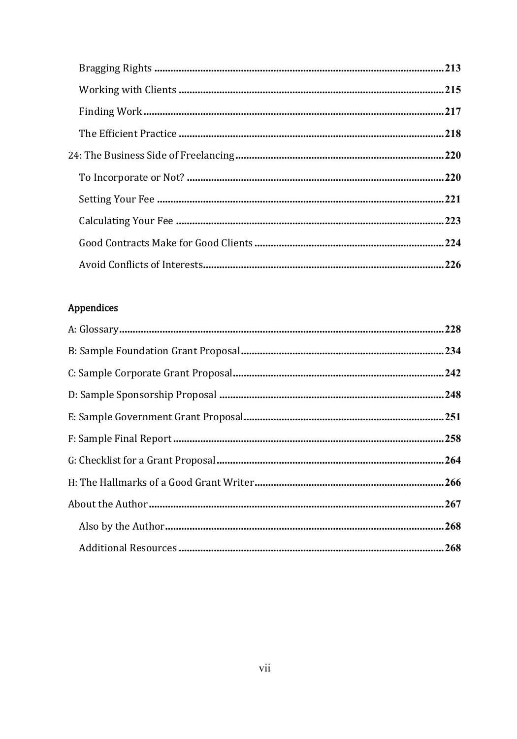- Bragging Rights ... 213
- Working with Clients ... 215
- Finding Work ... 217
- The Efficient Practice ... 218

24: The Business Side of Freelancing ... 220

- To Incorporate or Not? ... 220
- Setting Your Fee ... 221
- Calculating Your Fee ... 223
- Good Contracts Make for Good Clients ... 224
- Avoid Conflicts of Interests ... 226

## Appendices

A: Glossary ... 228

B: Sample Foundation Grant Proposal ... 234

C: Sample Corporate Grant Proposal ... 242

D: Sample Sponsorship Proposal ... 248

E: Sample Government Grant Proposal ... 251

F: Sample Final Report ... 258

G: Checklist for a Grant Proposal ... 264

H: The Hallmarks of a Good Grant Writer ... 266

About the Author ... 267

- Also by the Author ... 268
- Additional Resources ... 268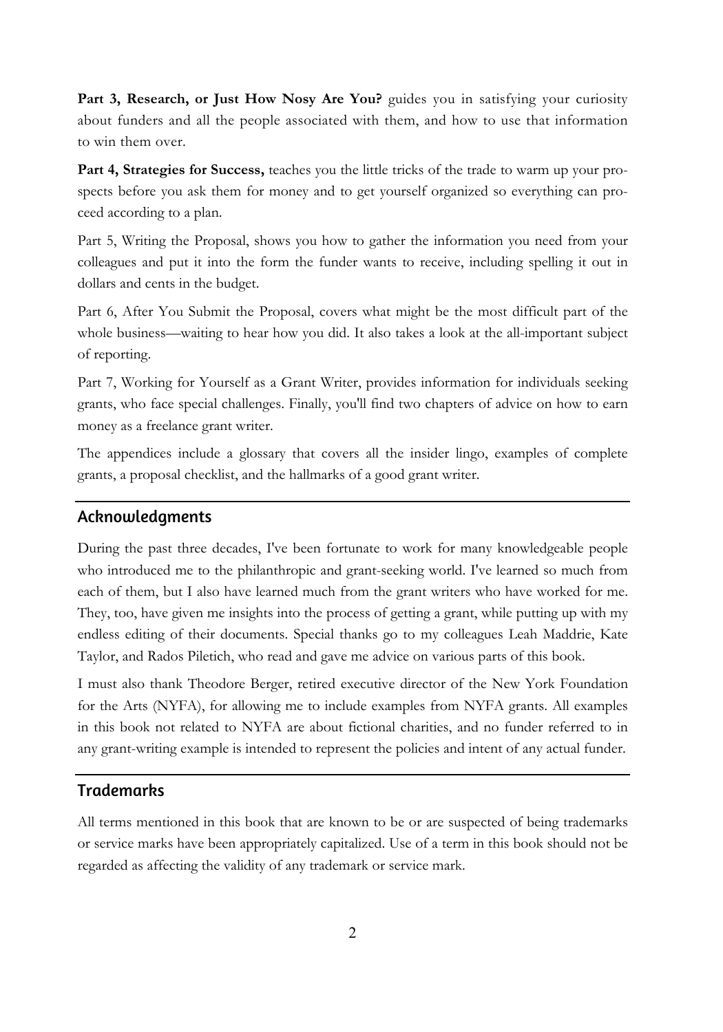**Part 3, Research, or Just How Nosy Are You?** guides you in satisfying your curiosity about funders and all the people associated with them, and how to use that information to win them over.

**Part 4, Strategies for Success,** teaches you the little tricks of the trade to warm up your prospects before you ask them for money and to get yourself organized so everything can proceed according to a plan.

Part 5, Writing the Proposal, shows you how to gather the information you need from your colleagues and put it into the form the funder wants to receive, including spelling it out in dollars and cents in the budget.

Part 6, After You Submit the Proposal, covers what might be the most difficult part of the whole business—waiting to hear how you did. It also takes a look at the all-important subject of reporting.

Part 7, Working for Yourself as a Grant Writer, provides information for individuals seeking grants, who face special challenges. Finally, you'll find two chapters of advice on how to earn money as a freelance grant writer.

The appendices include a glossary that covers all the insider lingo, examples of complete grants, a proposal checklist, and the hallmarks of a good grant writer.

## Acknowledgments

During the past three decades, I've been fortunate to work for many knowledgeable people who introduced me to the philanthropic and grant-seeking world. I've learned so much from each of them, but I also have learned much from the grant writers who have worked for me. They, too, have given me insights into the process of getting a grant, while putting up with my endless editing of their documents. Special thanks go to my colleagues Leah Maddrie, Kate Taylor, and Rados Piletich, who read and gave me advice on various parts of this book.

I must also thank Theodore Berger, retired executive director of the New York Foundation for the Arts (NYFA), for allowing me to include examples from NYFA grants. All examples in this book not related to NYFA are about fictional charities, and no funder referred to in any grant-writing example is intended to represent the policies and intent of any actual funder.

## Trademarks

All terms mentioned in this book that are known to be or are suspected of being trademarks or service marks have been appropriately capitalized. Use of a term in this book should not be regarded as affecting the validity of any trademark or service mark.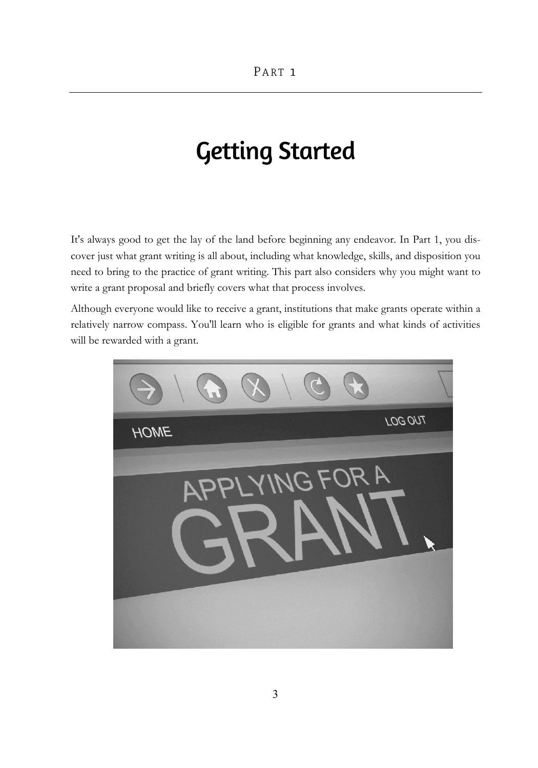PART 1

# Getting Started

It's always good to get the lay of the land before beginning any endeavor. In Part 1, you discover just what grant writing is all about, including what knowledge, skills, and disposition you need to bring to the practice of grant writing. This part also considers why you might want to write a grant proposal and briefly covers what that process involves.

Although everyone would like to receive a grant, institutions that make grants operate within a relatively narrow compass. You'll learn who is eligible for grants and what kinds of activities will be rewarded with a grant.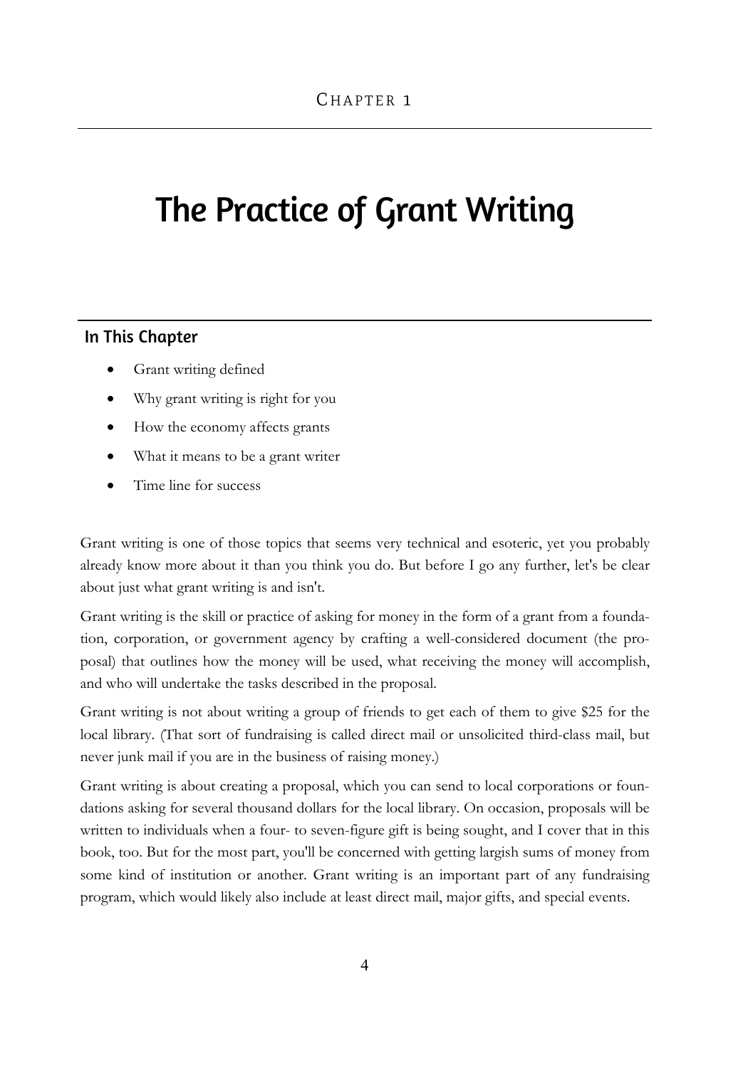CHAPTER 1

# The Practice of Grant Writing

## In This Chapter

- Grant writing defined
- Why grant writing is right for you
- How the economy affects grants
- What it means to be a grant writer
- Time line for success

Grant writing is one of those topics that seems very technical and esoteric, yet you probably already know more about it than you think you do. But before I go any further, let's be clear about just what grant writing is and isn't.

Grant writing is the skill or practice of asking for money in the form of a grant from a foundation, corporation, or government agency by crafting a well-considered document (the proposal) that outlines how the money will be used, what receiving the money will accomplish, and who will undertake the tasks described in the proposal.

Grant writing is not about writing a group of friends to get each of them to give $25 for the local library. (That sort of fundraising is called direct mail or unsolicited third-class mail, but never junk mail if you are in the business of raising money.)

Grant writing is about creating a proposal, which you can send to local corporations or foundations asking for several thousand dollars for the local library. On occasion, proposals will be written to individuals when a four- to seven-figure gift is being sought, and I cover that in this book, too. But for the most part, you'll be concerned with getting largish sums of money from some kind of institution or another. Grant writing is an important part of any fundraising program, which would likely also include at least direct mail, major gifts, and special events.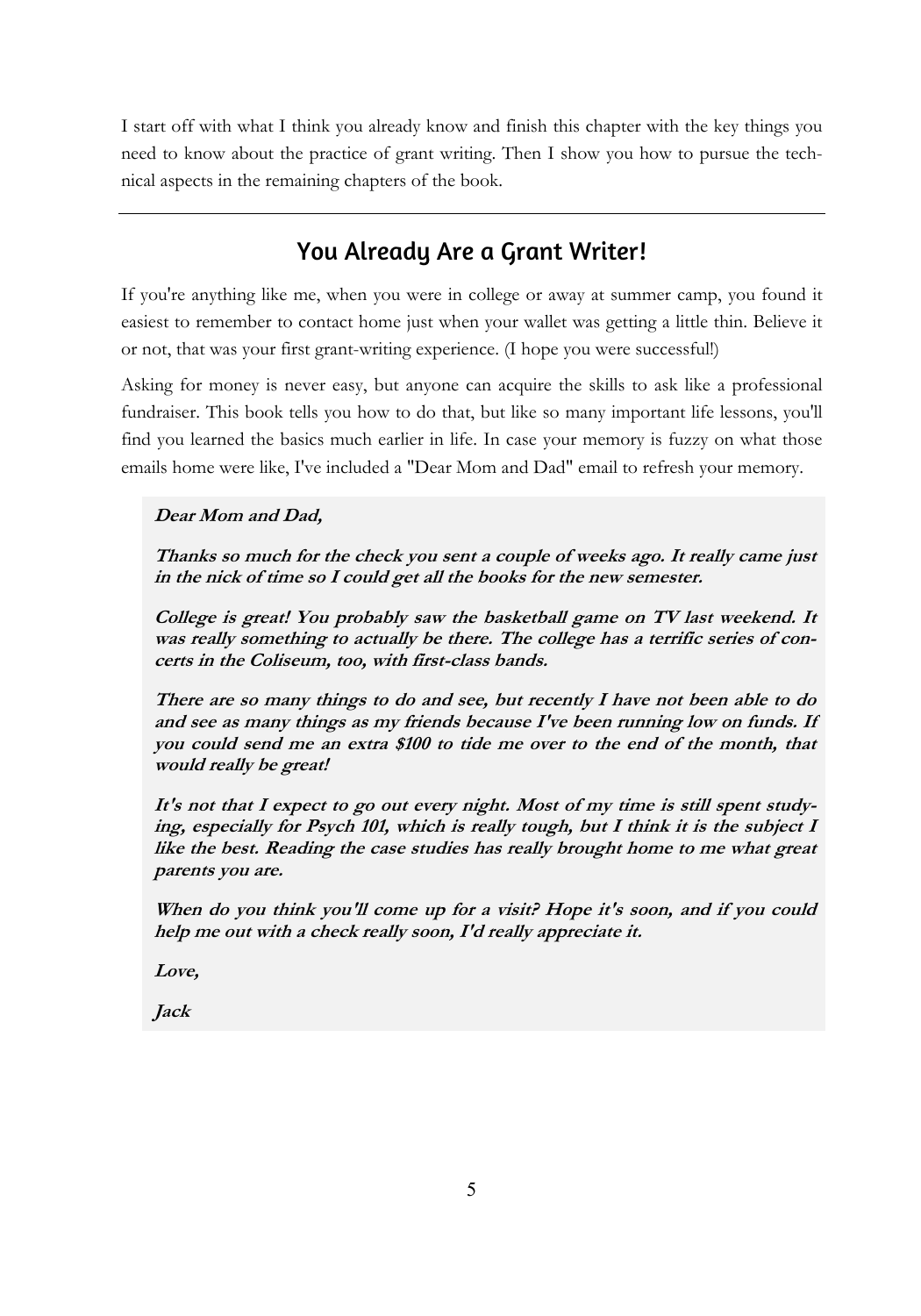I start off with what I think you already know and finish this chapter with the key things you need to know about the practice of grant writing. Then I show you how to pursue the technical aspects in the remaining chapters of the book.

---

## You Already Are a Grant Writer!

If you're anything like me, when you were in college or away at summer camp, you found it easiest to remember to contact home just when your wallet was getting a little thin. Believe it or not, that was your first grant-writing experience. (I hope you were successful!)

Asking for money is never easy, but anyone can acquire the skills to ask like a professional fundraiser. This book tells you how to do that, but like so many important life lessons, you'll find you learned the basics much earlier in life. In case your memory is fuzzy on what those emails home were like, I've included a "Dear Mom and Dad" email to refresh your memory.

> ***Dear Mom and Dad,***
>
> ***Thanks so much for the check you sent a couple of weeks ago. It really came just in the nick of time so I could get all the books for the new semester.***
>
> ***College is great! You probably saw the basketball game on TV last weekend. It was really something to actually be there. The college has a terrific series of concerts in the Coliseum, too, with first-class bands.***
>
> ***There are so many things to do and see, but recently I have not been able to do and see as many things as my friends because I've been running low on funds. If you could send me an extra $100 to tide me over to the end of the month, that would really be great!***
>
> ***It's not that I expect to go out every night. Most of my time is still spent studying, especially for Psych 101, which is really tough, but I think it is the subject I like the best. Reading the case studies has really brought home to me what great parents you are.***
>
> ***When do you think you'll come up for a visit? Hope it's soon, and if you could help me out with a check really soon, I'd really appreciate it.***
>
> ***Love,***
>
> ***Jack***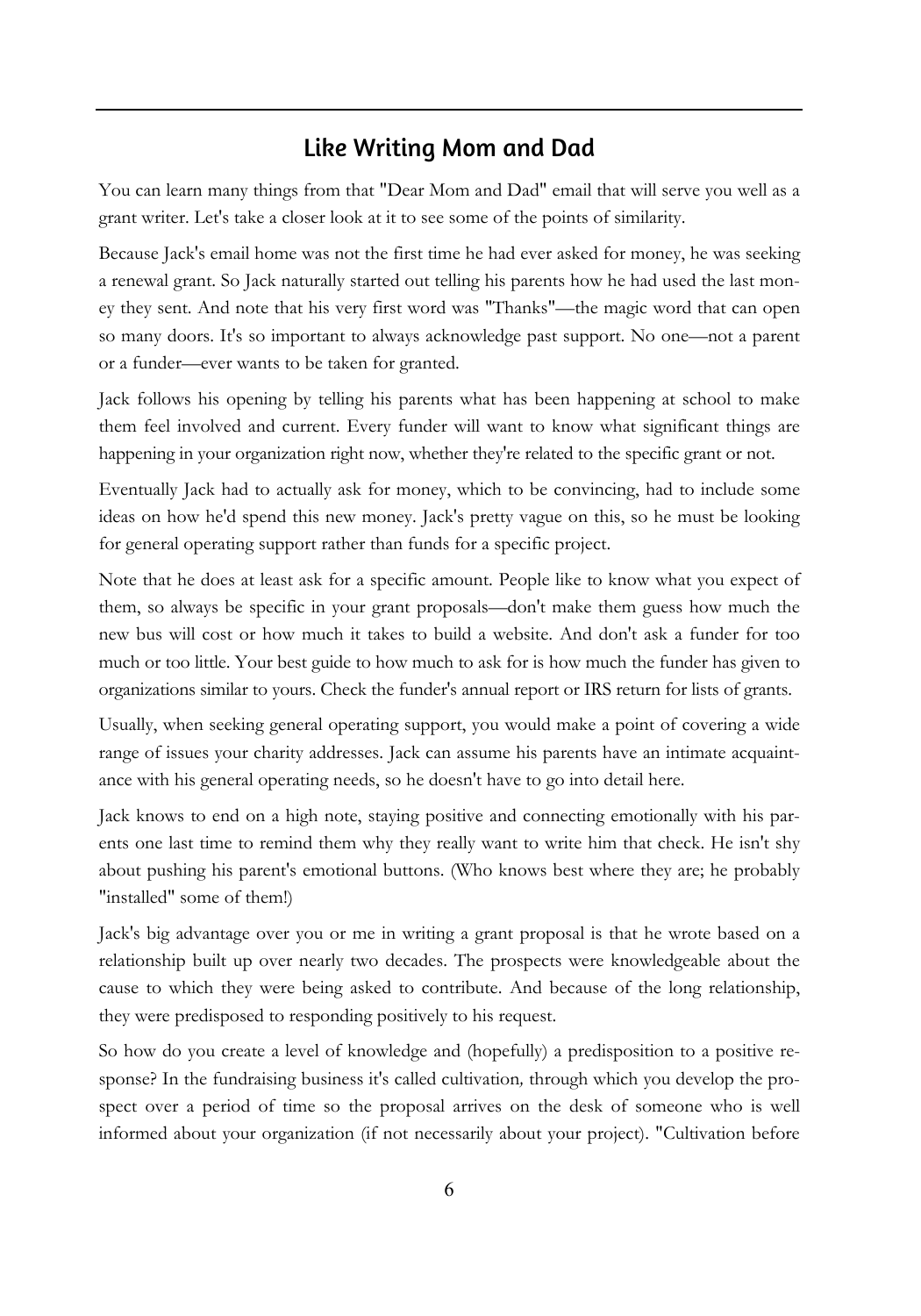## Like Writing Mom and Dad

You can learn many things from that "Dear Mom and Dad" email that will serve you well as a grant writer. Let's take a closer look at it to see some of the points of similarity.

Because Jack's email home was not the first time he had ever asked for money, he was seeking a renewal grant. So Jack naturally started out telling his parents how he had used the last money they sent. And note that his very first word was "Thanks"—the magic word that can open so many doors. It's so important to always acknowledge past support. No one—not a parent or a funder—ever wants to be taken for granted.

Jack follows his opening by telling his parents what has been happening at school to make them feel involved and current. Every funder will want to know what significant things are happening in your organization right now, whether they're related to the specific grant or not.

Eventually Jack had to actually ask for money, which to be convincing, had to include some ideas on how he'd spend this new money. Jack's pretty vague on this, so he must be looking for general operating support rather than funds for a specific project.

Note that he does at least ask for a specific amount. People like to know what you expect of them, so always be specific in your grant proposals—don't make them guess how much the new bus will cost or how much it takes to build a website. And don't ask a funder for too much or too little. Your best guide to how much to ask for is how much the funder has given to organizations similar to yours. Check the funder's annual report or IRS return for lists of grants.

Usually, when seeking general operating support, you would make a point of covering a wide range of issues your charity addresses. Jack can assume his parents have an intimate acquaintance with his general operating needs, so he doesn't have to go into detail here.

Jack knows to end on a high note, staying positive and connecting emotionally with his parents one last time to remind them why they really want to write him that check. He isn't shy about pushing his parent's emotional buttons. (Who knows best where they are; he probably "installed" some of them!)

Jack's big advantage over you or me in writing a grant proposal is that he wrote based on a relationship built up over nearly two decades. The prospects were knowledgeable about the cause to which they were being asked to contribute. And because of the long relationship, they were predisposed to responding positively to his request.

So how do you create a level of knowledge and (hopefully) a predisposition to a positive response? In the fundraising business it's called cultivation*,* through which you develop the prospect over a period of time so the proposal arrives on the desk of someone who is well informed about your organization (if not necessarily about your project). "Cultivation before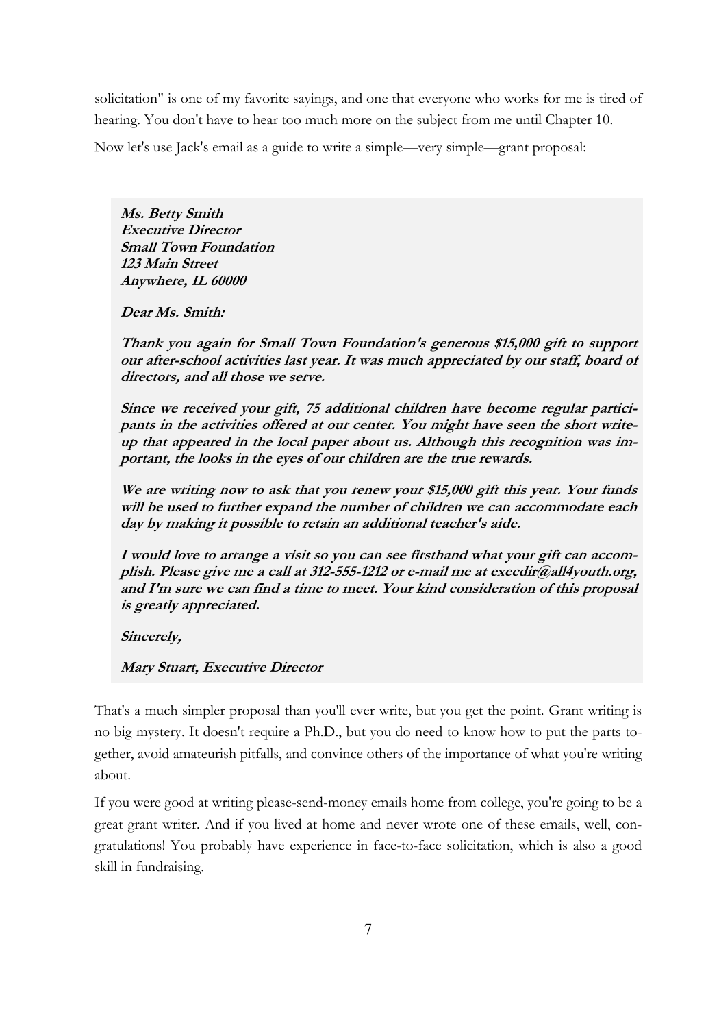solicitation" is one of my favorite sayings, and one that everyone who works for me is tired of hearing. You don't have to hear too much more on the subject from me until Chapter 10.

Now let's use Jack's email as a guide to write a simple—very simple—grant proposal:

> ***Ms. Betty Smith***
> ***Executive Director***
> ***Small Town Foundation***
> ***123 Main Street***
> ***Anywhere, IL 60000***
>
> ***Dear Ms. Smith:***
>
> ***Thank you again for Small Town Foundation's generous $15,000 gift to support our after-school activities last year. It was much appreciated by our staff, board of directors, and all those we serve.***
>
> ***Since we received your gift, 75 additional children have become regular participants in the activities offered at our center. You might have seen the short write-up that appeared in the local paper about us. Although this recognition was important, the looks in the eyes of our children are the true rewards.***
>
> ***We are writing now to ask that you renew your $15,000 gift this year. Your funds will be used to further expand the number of children we can accommodate each day by making it possible to retain an additional teacher's aide.***
>
> ***I would love to arrange a visit so you can see firsthand what your gift can accomplish. Please give me a call at 312-555-1212 or e-mail me at execdir@all4youth.org, and I'm sure we can find a time to meet. Your kind consideration of this proposal is greatly appreciated.***
>
> ***Sincerely,***
>
> ***Mary Stuart, Executive Director***

That's a much simpler proposal than you'll ever write, but you get the point. Grant writing is no big mystery. It doesn't require a Ph.D., but you do need to know how to put the parts together, avoid amateurish pitfalls, and convince others of the importance of what you're writing about.

If you were good at writing please-send-money emails home from college, you're going to be a great grant writer. And if you lived at home and never wrote one of these emails, well, congratulations! You probably have experience in face-to-face solicitation, which is also a good skill in fundraising.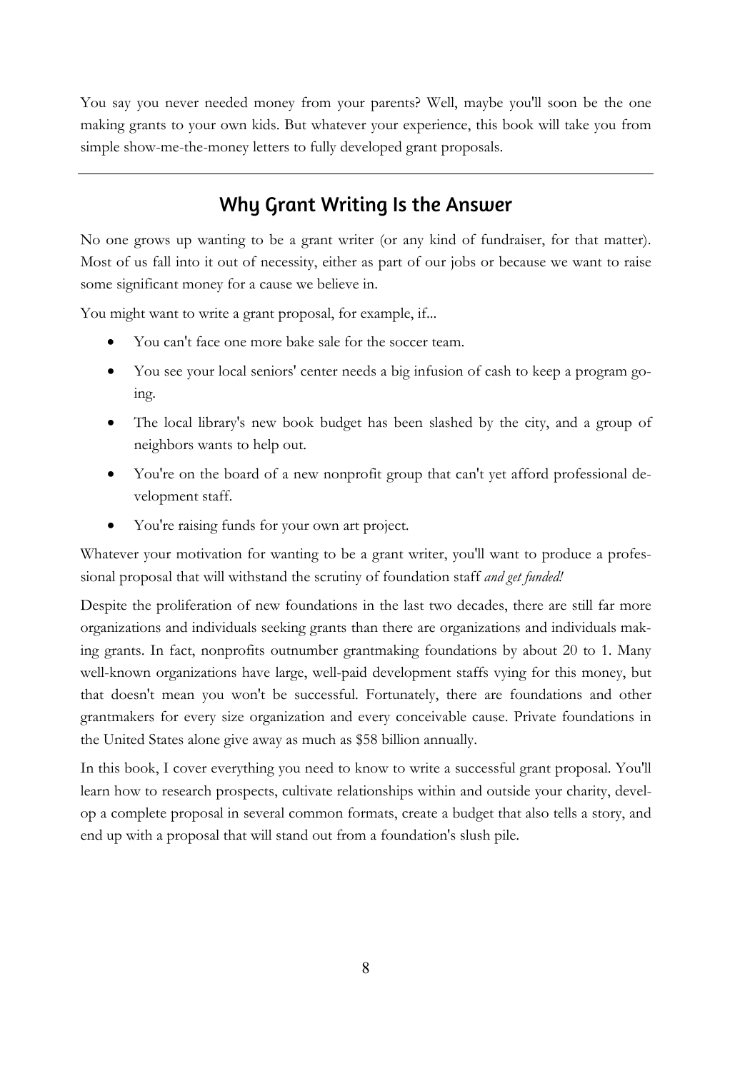You say you never needed money from your parents? Well, maybe you'll soon be the one making grants to your own kids. But whatever your experience, this book will take you from simple show-me-the-money letters to fully developed grant proposals.

---

## Why Grant Writing Is the Answer

No one grows up wanting to be a grant writer (or any kind of fundraiser, for that matter). Most of us fall into it out of necessity, either as part of our jobs or because we want to raise some significant money for a cause we believe in.

You might want to write a grant proposal, for example, if...

- You can't face one more bake sale for the soccer team.
- You see your local seniors' center needs a big infusion of cash to keep a program going.
- The local library's new book budget has been slashed by the city, and a group of neighbors wants to help out.
- You're on the board of a new nonprofit group that can't yet afford professional development staff.
- You're raising funds for your own art project.

Whatever your motivation for wanting to be a grant writer, you'll want to produce a professional proposal that will withstand the scrutiny of foundation staff *and get funded!*

Despite the proliferation of new foundations in the last two decades, there are still far more organizations and individuals seeking grants than there are organizations and individuals making grants. In fact, nonprofits outnumber grantmaking foundations by about 20 to 1. Many well-known organizations have large, well-paid development staffs vying for this money, but that doesn't mean you won't be successful. Fortunately, there are foundations and other grantmakers for every size organization and every conceivable cause. Private foundations in the United States alone give away as much as $58 billion annually.

In this book, I cover everything you need to know to write a successful grant proposal. You'll learn how to research prospects, cultivate relationships within and outside your charity, develop a complete proposal in several common formats, create a budget that also tells a story, and end up with a proposal that will stand out from a foundation's slush pile.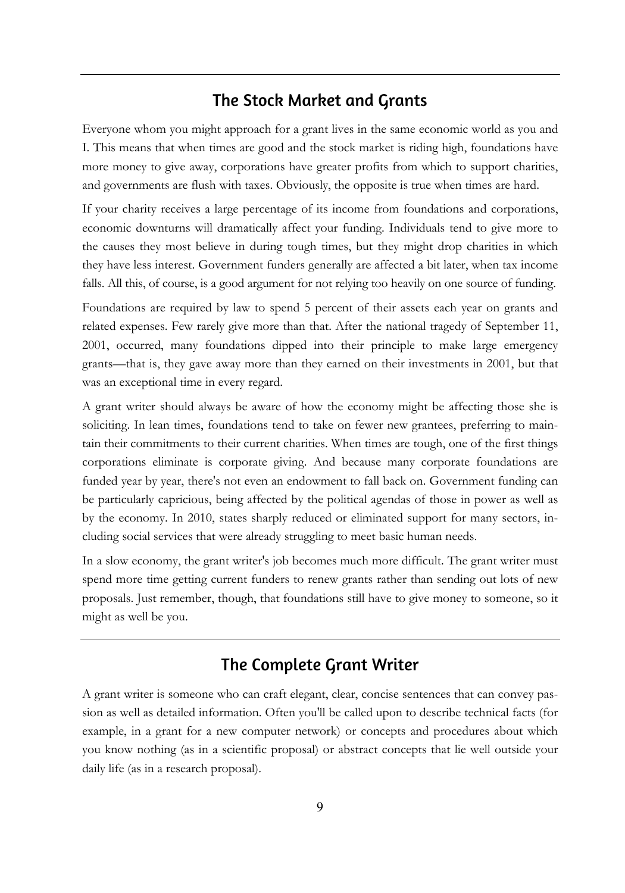## The Stock Market and Grants

Everyone whom you might approach for a grant lives in the same economic world as you and I. This means that when times are good and the stock market is riding high, foundations have more money to give away, corporations have greater profits from which to support charities, and governments are flush with taxes. Obviously, the opposite is true when times are hard.

If your charity receives a large percentage of its income from foundations and corporations, economic downturns will dramatically affect your funding. Individuals tend to give more to the causes they most believe in during tough times, but they might drop charities in which they have less interest. Government funders generally are affected a bit later, when tax income falls. All this, of course, is a good argument for not relying too heavily on one source of funding.

Foundations are required by law to spend 5 percent of their assets each year on grants and related expenses. Few rarely give more than that. After the national tragedy of September 11, 2001, occurred, many foundations dipped into their principle to make large emergency grants—that is, they gave away more than they earned on their investments in 2001, but that was an exceptional time in every regard.

A grant writer should always be aware of how the economy might be affecting those she is soliciting. In lean times, foundations tend to take on fewer new grantees, preferring to maintain their commitments to their current charities. When times are tough, one of the first things corporations eliminate is corporate giving. And because many corporate foundations are funded year by year, there's not even an endowment to fall back on. Government funding can be particularly capricious, being affected by the political agendas of those in power as well as by the economy. In 2010, states sharply reduced or eliminated support for many sectors, including social services that were already struggling to meet basic human needs.

In a slow economy, the grant writer's job becomes much more difficult. The grant writer must spend more time getting current funders to renew grants rather than sending out lots of new proposals. Just remember, though, that foundations still have to give money to someone, so it might as well be you.

## The Complete Grant Writer

A grant writer is someone who can craft elegant, clear, concise sentences that can convey passion as well as detailed information. Often you'll be called upon to describe technical facts (for example, in a grant for a new computer network) or concepts and procedures about which you know nothing (as in a scientific proposal) or abstract concepts that lie well outside your daily life (as in a research proposal).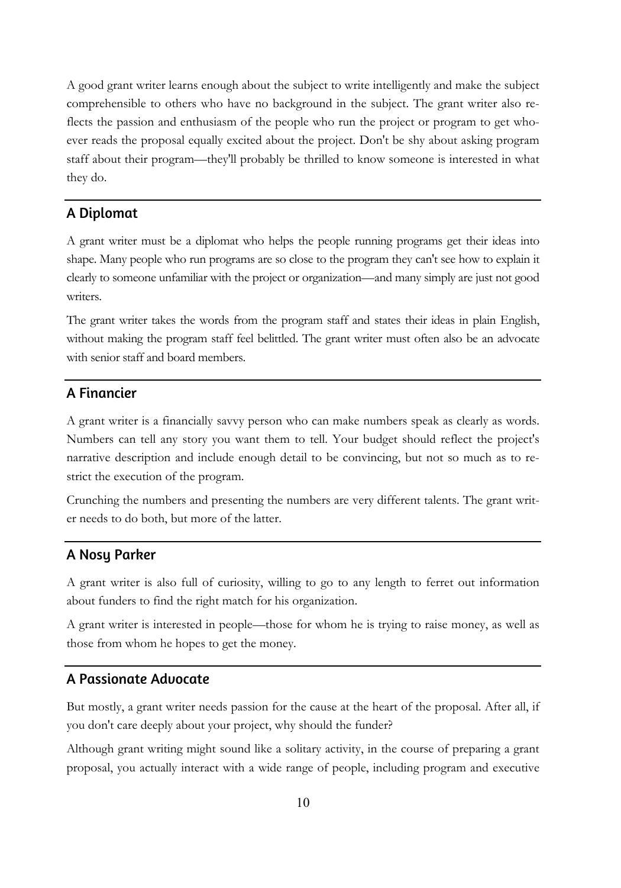A good grant writer learns enough about the subject to write intelligently and make the subject comprehensible to others who have no background in the subject. The grant writer also reflects the passion and enthusiasm of the people who run the project or program to get whoever reads the proposal equally excited about the project. Don't be shy about asking program staff about their program—they'll probably be thrilled to know someone is interested in what they do.

## A Diplomat

A grant writer must be a diplomat who helps the people running programs get their ideas into shape. Many people who run programs are so close to the program they can't see how to explain it clearly to someone unfamiliar with the project or organization—and many simply are just not good writers.

The grant writer takes the words from the program staff and states their ideas in plain English, without making the program staff feel belittled. The grant writer must often also be an advocate with senior staff and board members.

## A Financier

A grant writer is a financially savvy person who can make numbers speak as clearly as words. Numbers can tell any story you want them to tell. Your budget should reflect the project's narrative description and include enough detail to be convincing, but not so much as to restrict the execution of the program.

Crunching the numbers and presenting the numbers are very different talents. The grant writer needs to do both, but more of the latter.

## A Nosy Parker

A grant writer is also full of curiosity, willing to go to any length to ferret out information about funders to find the right match for his organization.

A grant writer is interested in people—those for whom he is trying to raise money, as well as those from whom he hopes to get the money.

## A Passionate Advocate

But mostly, a grant writer needs passion for the cause at the heart of the proposal. After all, if you don't care deeply about your project, why should the funder?

Although grant writing might sound like a solitary activity, in the course of preparing a grant proposal, you actually interact with a wide range of people, including program and executive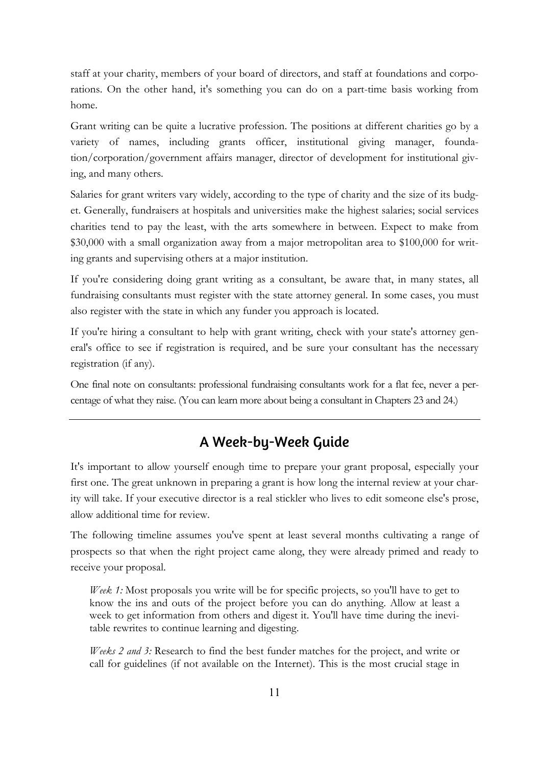staff at your charity, members of your board of directors, and staff at foundations and corporations. On the other hand, it's something you can do on a part-time basis working from home.

Grant writing can be quite a lucrative profession. The positions at different charities go by a variety of names, including grants officer, institutional giving manager, foundation/corporation/government affairs manager, director of development for institutional giving, and many others.

Salaries for grant writers vary widely, according to the type of charity and the size of its budget. Generally, fundraisers at hospitals and universities make the highest salaries; social services charities tend to pay the least, with the arts somewhere in between. Expect to make from $30,000 with a small organization away from a major metropolitan area to $100,000 for writing grants and supervising others at a major institution.

If you're considering doing grant writing as a consultant, be aware that, in many states, all fundraising consultants must register with the state attorney general. In some cases, you must also register with the state in which any funder you approach is located.

If you're hiring a consultant to help with grant writing, check with your state's attorney general's office to see if registration is required, and be sure your consultant has the necessary registration (if any).

One final note on consultants: professional fundraising consultants work for a flat fee, never a percentage of what they raise. (You can learn more about being a consultant in Chapters 23 and 24.)

---

## A Week-by-Week Guide

It's important to allow yourself enough time to prepare your grant proposal, especially your first one. The great unknown in preparing a grant is how long the internal review at your charity will take. If your executive director is a real stickler who lives to edit someone else's prose, allow additional time for review.

The following timeline assumes you've spent at least several months cultivating a range of prospects so that when the right project came along, they were already primed and ready to receive your proposal.

> *Week 1:* Most proposals you write will be for specific projects, so you'll have to get to know the ins and outs of the project before you can do anything. Allow at least a week to get information from others and digest it. You'll have time during the inevitable rewrites to continue learning and digesting.
>
> *Weeks 2 and 3:* Research to find the best funder matches for the project, and write or call for guidelines (if not available on the Internet). This is the most crucial stage in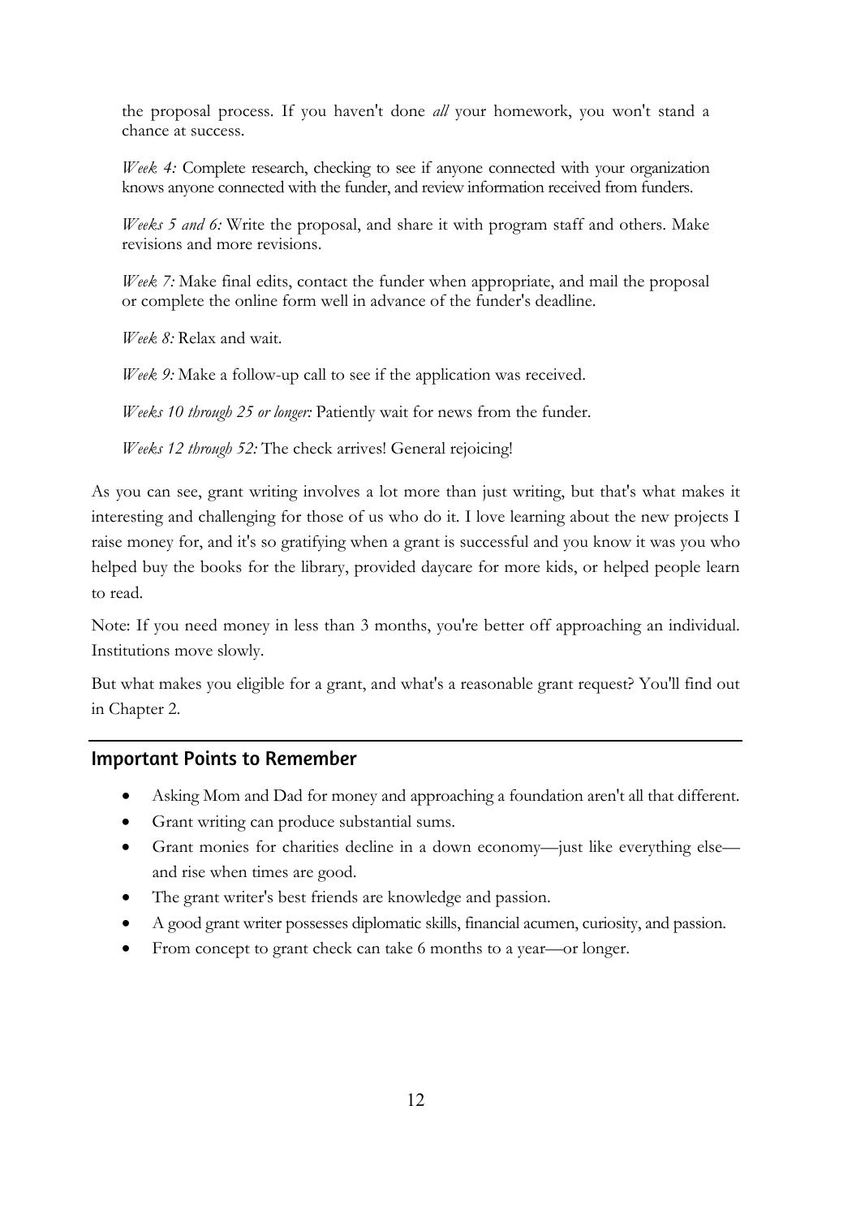the proposal process. If you haven't done *all* your homework, you won't stand a chance at success.

*Week 4:* Complete research, checking to see if anyone connected with your organization knows anyone connected with the funder, and review information received from funders.

*Weeks 5 and 6:* Write the proposal, and share it with program staff and others. Make revisions and more revisions.

*Week 7:* Make final edits, contact the funder when appropriate, and mail the proposal or complete the online form well in advance of the funder's deadline.

*Week 8:* Relax and wait.

*Week 9:* Make a follow-up call to see if the application was received.

*Weeks 10 through 25 or longer:* Patiently wait for news from the funder.

*Weeks 12 through 52:* The check arrives! General rejoicing!

As you can see, grant writing involves a lot more than just writing, but that's what makes it interesting and challenging for those of us who do it. I love learning about the new projects I raise money for, and it's so gratifying when a grant is successful and you know it was you who helped buy the books for the library, provided daycare for more kids, or helped people learn to read.

Note: If you need money in less than 3 months, you're better off approaching an individual. Institutions move slowly.

But what makes you eligible for a grant, and what's a reasonable grant request? You'll find out in Chapter 2.

## Important Points to Remember

- Asking Mom and Dad for money and approaching a foundation aren't all that different.
- Grant writing can produce substantial sums.
- Grant monies for charities decline in a down economy—just like everything else—and rise when times are good.
- The grant writer's best friends are knowledge and passion.
- A good grant writer possesses diplomatic skills, financial acumen, curiosity, and passion.
- From concept to grant check can take 6 months to a year—or longer.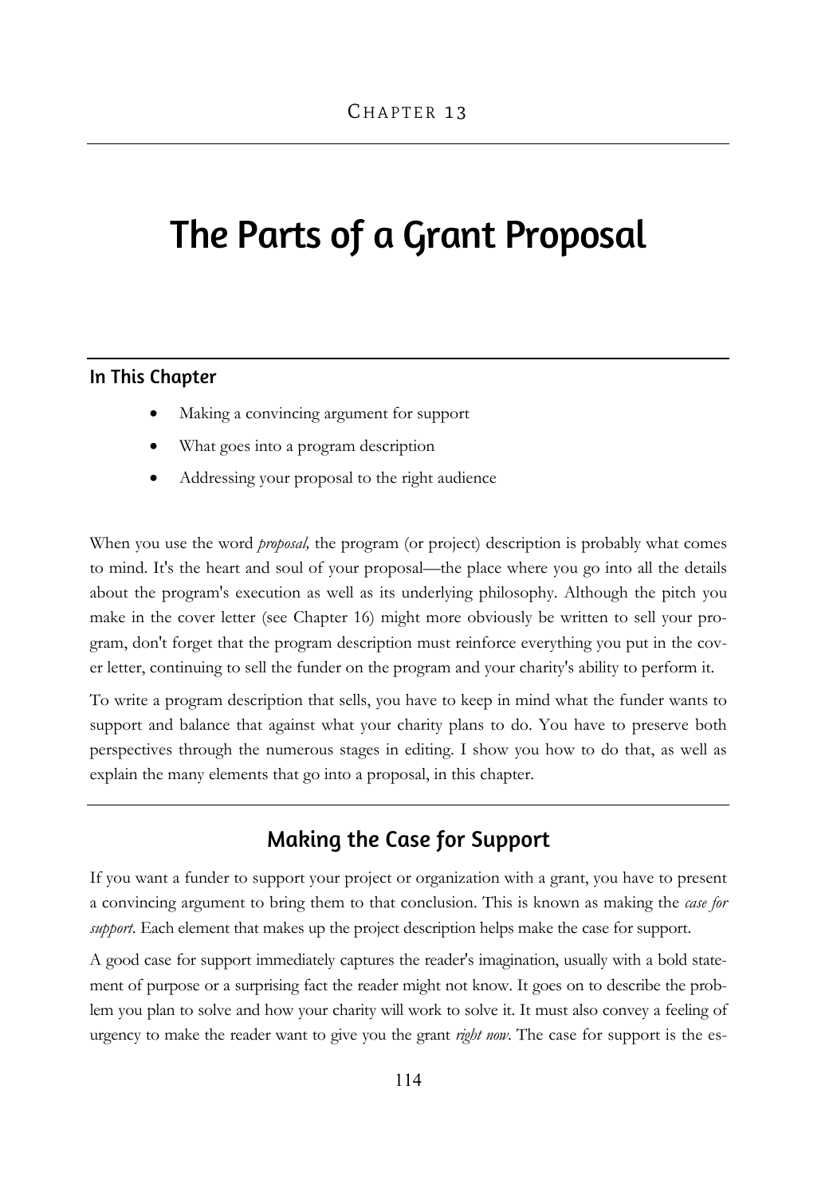CHAPTER 13

# The Parts of a Grant Proposal

### In This Chapter

- Making a convincing argument for support
- What goes into a program description
- Addressing your proposal to the right audience

When you use the word *proposal,* the program (or project) description is probably what comes to mind. It's the heart and soul of your proposal—the place where you go into all the details about the program's execution as well as its underlying philosophy. Although the pitch you make in the cover letter (see Chapter 16) might more obviously be written to sell your program, don't forget that the program description must reinforce everything you put in the cover letter, continuing to sell the funder on the program and your charity's ability to perform it.

To write a program description that sells, you have to keep in mind what the funder wants to support and balance that against what your charity plans to do. You have to preserve both perspectives through the numerous stages in editing. I show you how to do that, as well as explain the many elements that go into a proposal, in this chapter.

## Making the Case for Support

If you want a funder to support your project or organization with a grant, you have to present a convincing argument to bring them to that conclusion. This is known as making the *case for support.* Each element that makes up the project description helps make the case for support.

A good case for support immediately captures the reader's imagination, usually with a bold statement of purpose or a surprising fact the reader might not know. It goes on to describe the problem you plan to solve and how your charity will work to solve it. It must also convey a feeling of urgency to make the reader want to give you the grant *right now*. The case for support is the es-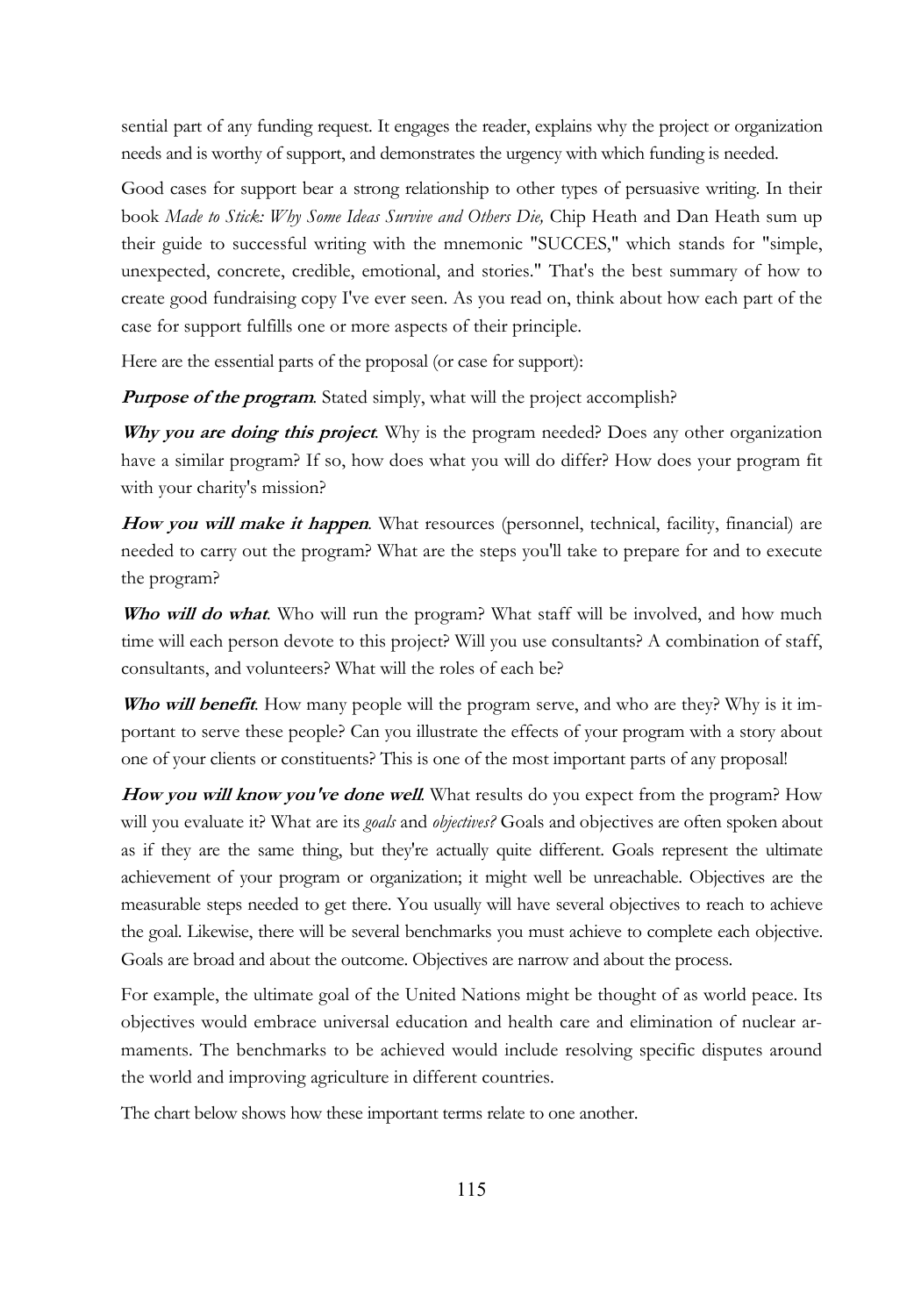sential part of any funding request. It engages the reader, explains why the project or organization needs and is worthy of support, and demonstrates the urgency with which funding is needed.

Good cases for support bear a strong relationship to other types of persuasive writing. In their book *Made to Stick: Why Some Ideas Survive and Others Die,* Chip Heath and Dan Heath sum up their guide to successful writing with the mnemonic "SUCCES," which stands for "simple, unexpected, concrete, credible, emotional, and stories." That's the best summary of how to create good fundraising copy I've ever seen. As you read on, think about how each part of the case for support fulfills one or more aspects of their principle.

Here are the essential parts of the proposal (or case for support):

***Purpose of the program***. Stated simply, what will the project accomplish?

***Why you are doing this project***. Why is the program needed? Does any other organization have a similar program? If so, how does what you will do differ? How does your program fit with your charity's mission?

***How you will make it happen***. What resources (personnel, technical, facility, financial) are needed to carry out the program? What are the steps you'll take to prepare for and to execute the program?

***Who will do what***. Who will run the program? What staff will be involved, and how much time will each person devote to this project? Will you use consultants? A combination of staff, consultants, and volunteers? What will the roles of each be?

***Who will benefit***. How many people will the program serve, and who are they? Why is it important to serve these people? Can you illustrate the effects of your program with a story about one of your clients or constituents? This is one of the most important parts of any proposal!

***How you will know you've done well***. What results do you expect from the program? How will you evaluate it? What are its *goals* and *objectives?* Goals and objectives are often spoken about as if they are the same thing, but they're actually quite different. Goals represent the ultimate achievement of your program or organization; it might well be unreachable. Objectives are the measurable steps needed to get there. You usually will have several objectives to reach to achieve the goal. Likewise, there will be several benchmarks you must achieve to complete each objective. Goals are broad and about the outcome. Objectives are narrow and about the process.

For example, the ultimate goal of the United Nations might be thought of as world peace. Its objectives would embrace universal education and health care and elimination of nuclear armaments. The benchmarks to be achieved would include resolving specific disputes around the world and improving agriculture in different countries.

The chart below shows how these important terms relate to one another.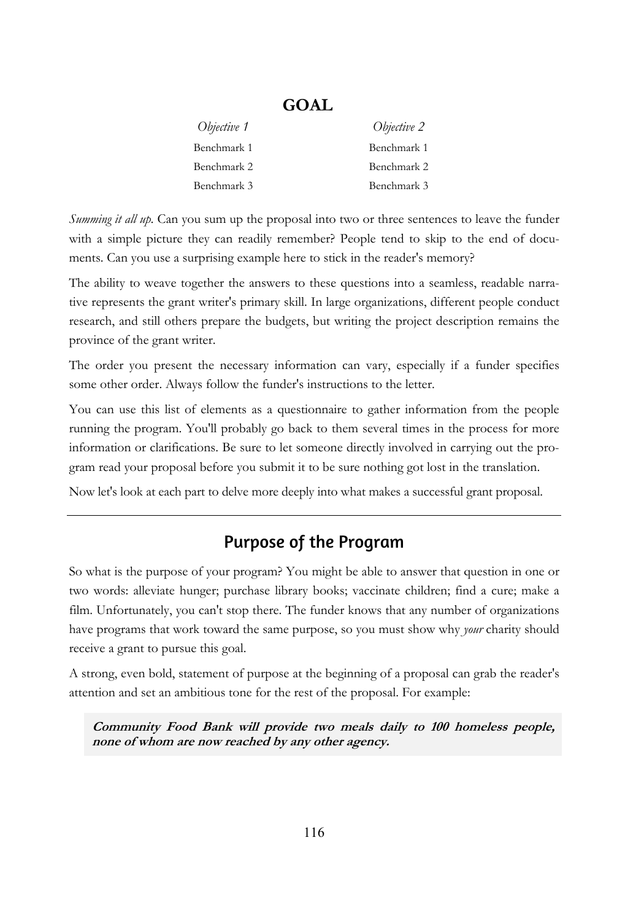## GOAL

| *Objective 1* | *Objective 2* |
|---|---|
| Benchmark 1 | Benchmark 1 |
| Benchmark 2 | Benchmark 2 |
| Benchmark 3 | Benchmark 3 |

*Summing it all up.* Can you sum up the proposal into two or three sentences to leave the funder with a simple picture they can readily remember? People tend to skip to the end of documents. Can you use a surprising example here to stick in the reader's memory?

The ability to weave together the answers to these questions into a seamless, readable narrative represents the grant writer's primary skill. In large organizations, different people conduct research, and still others prepare the budgets, but writing the project description remains the province of the grant writer.

The order you present the necessary information can vary, especially if a funder specifies some other order. Always follow the funder's instructions to the letter.

You can use this list of elements as a questionnaire to gather information from the people running the program. You'll probably go back to them several times in the process for more information or clarifications. Be sure to let someone directly involved in carrying out the program read your proposal before you submit it to be sure nothing got lost in the translation.

Now let's look at each part to delve more deeply into what makes a successful grant proposal.

---

## Purpose of the Program

So what is the purpose of your program? You might be able to answer that question in one or two words: alleviate hunger; purchase library books; vaccinate children; find a cure; make a film. Unfortunately, you can't stop there. The funder knows that any number of organizations have programs that work toward the same purpose, so you must show why *your* charity should receive a grant to pursue this goal.

A strong, even bold, statement of purpose at the beginning of a proposal can grab the reader's attention and set an ambitious tone for the rest of the proposal. For example:

> ***Community Food Bank will provide two meals daily to 100 homeless people, none of whom are now reached by any other agency.***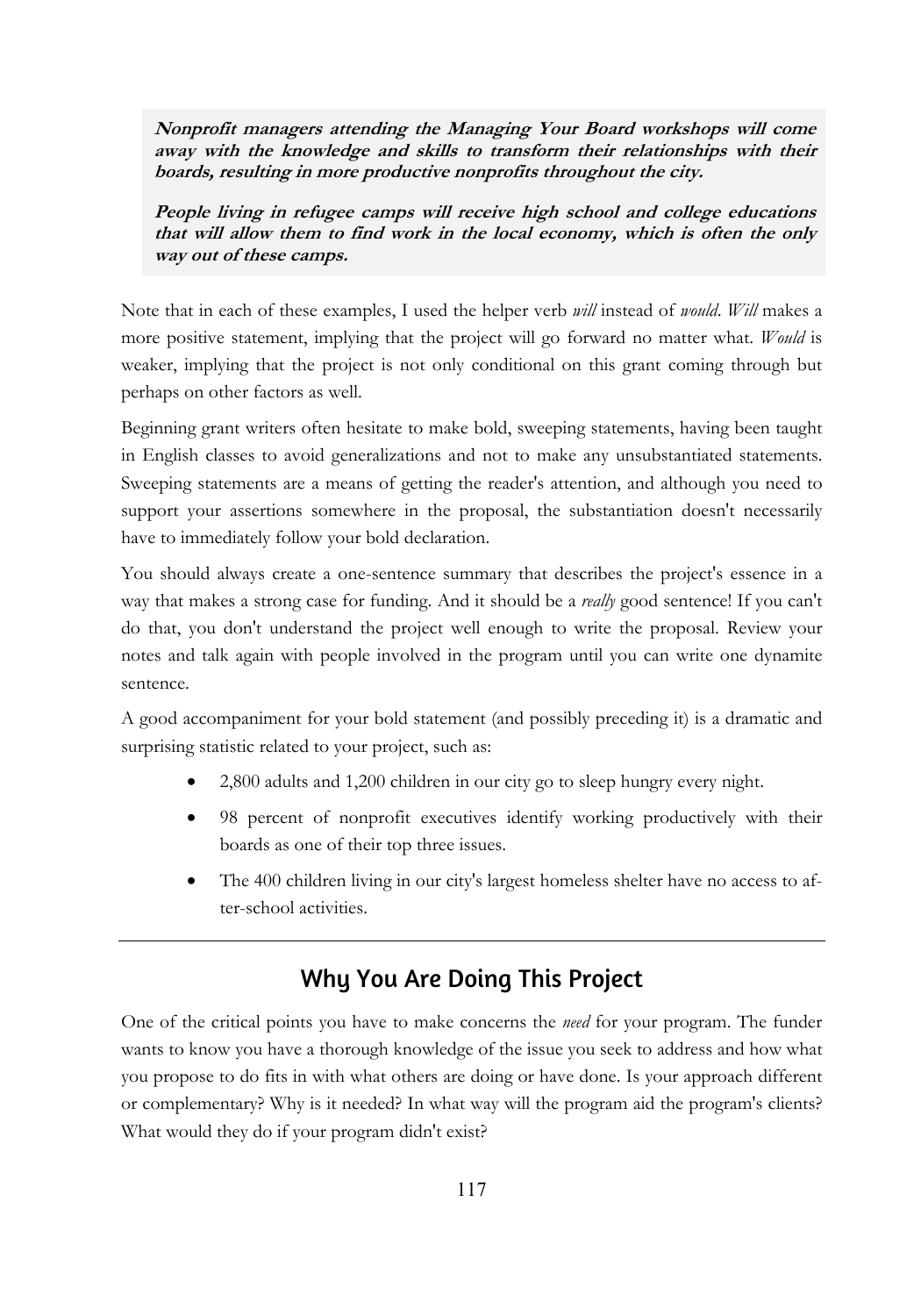**_Nonprofit managers attending the Managing Your Board workshops will come away with the knowledge and skills to transform their relationships with their boards, resulting in more productive nonprofits throughout the city._**

**_People living in refugee camps will receive high school and college educations that will allow them to find work in the local economy, which is often the only way out of these camps._**

Note that in each of these examples, I used the helper verb *will* instead of *would*. *Will* makes a more positive statement, implying that the project will go forward no matter what. *Would* is weaker, implying that the project is not only conditional on this grant coming through but perhaps on other factors as well.

Beginning grant writers often hesitate to make bold, sweeping statements, having been taught in English classes to avoid generalizations and not to make any unsubstantiated statements. Sweeping statements are a means of getting the reader's attention, and although you need to support your assertions somewhere in the proposal, the substantiation doesn't necessarily have to immediately follow your bold declaration.

You should always create a one-sentence summary that describes the project's essence in a way that makes a strong case for funding. And it should be a *really* good sentence! If you can't do that, you don't understand the project well enough to write the proposal. Review your notes and talk again with people involved in the program until you can write one dynamite sentence.

A good accompaniment for your bold statement (and possibly preceding it) is a dramatic and surprising statistic related to your project, such as:

- 2,800 adults and 1,200 children in our city go to sleep hungry every night.
- 98 percent of nonprofit executives identify working productively with their boards as one of their top three issues.
- The 400 children living in our city's largest homeless shelter have no access to after-school activities.

---

## Why You Are Doing This Project

One of the critical points you have to make concerns the *need* for your program. The funder wants to know you have a thorough knowledge of the issue you seek to address and how what you propose to do fits in with what others are doing or have done. Is your approach different or complementary? Why is it needed? In what way will the program aid the program's clients? What would they do if your program didn't exist?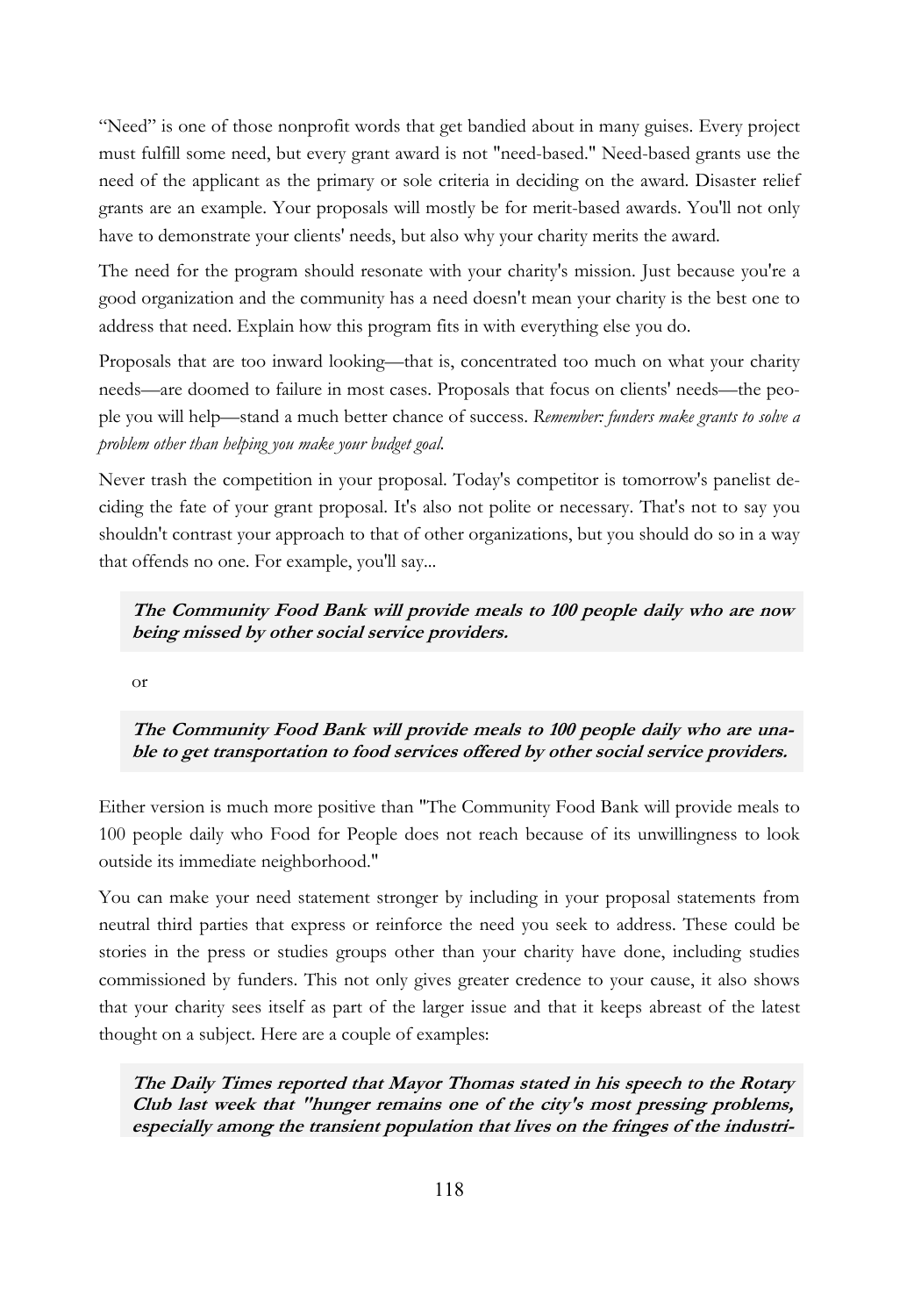"Need" is one of those nonprofit words that get bandied about in many guises. Every project must fulfill some need, but every grant award is not "need-based." Need-based grants use the need of the applicant as the primary or sole criteria in deciding on the award. Disaster relief grants are an example. Your proposals will mostly be for merit-based awards. You'll not only have to demonstrate your clients' needs, but also why your charity merits the award.

The need for the program should resonate with your charity's mission. Just because you're a good organization and the community has a need doesn't mean your charity is the best one to address that need. Explain how this program fits in with everything else you do.

Proposals that are too inward looking—that is, concentrated too much on what your charity needs—are doomed to failure in most cases. Proposals that focus on clients' needs—the people you will help—stand a much better chance of success. *Remember: funders make grants to solve a problem other than helping you make your budget goal.*

Never trash the competition in your proposal. Today's competitor is tomorrow's panelist deciding the fate of your grant proposal. It's also not polite or necessary. That's not to say you shouldn't contrast your approach to that of other organizations, but you should do so in a way that offends no one. For example, you'll say...

> ***The Community Food Bank will provide meals to 100 people daily who are now being missed by other social service providers.***

or

> ***The Community Food Bank will provide meals to 100 people daily who are unable to get transportation to food services offered by other social service providers.***

Either version is much more positive than "The Community Food Bank will provide meals to 100 people daily who Food for People does not reach because of its unwillingness to look outside its immediate neighborhood."

You can make your need statement stronger by including in your proposal statements from neutral third parties that express or reinforce the need you seek to address. These could be stories in the press or studies groups other than your charity have done, including studies commissioned by funders. This not only gives greater credence to your cause, it also shows that your charity sees itself as part of the larger issue and that it keeps abreast of the latest thought on a subject. Here are a couple of examples:

> ***The Daily Times reported that Mayor Thomas stated in his speech to the Rotary Club last week that "hunger remains one of the city's most pressing problems, especially among the transient population that lives on the fringes of the industri-***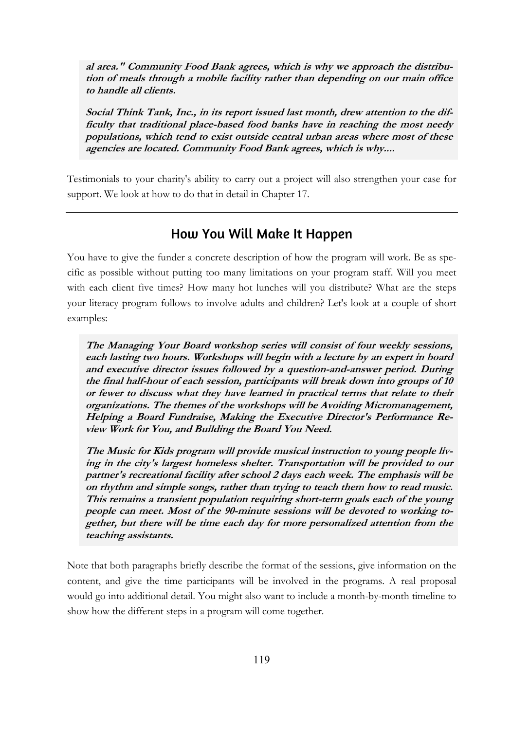**al area." Community Food Bank agrees, which is why we approach the distribution of meals through a mobile facility rather than depending on our main office to handle all clients.**

**Social Think Tank, Inc., in its report issued last month, drew attention to the difficulty that traditional place-based food banks have in reaching the most needy populations, which tend to exist outside central urban areas where most of these agencies are located. Community Food Bank agrees, which is why....**

Testimonials to your charity's ability to carry out a project will also strengthen your case for support. We look at how to do that in detail in Chapter 17.

---

## How You Will Make It Happen

You have to give the funder a concrete description of how the program will work. Be as specific as possible without putting too many limitations on your program staff. Will you meet with each client five times? How many hot lunches will you distribute? What are the steps your literacy program follows to involve adults and children? Let's look at a couple of short examples:

**The Managing Your Board workshop series will consist of four weekly sessions, each lasting two hours. Workshops will begin with a lecture by an expert in board and executive director issues followed by a question-and-answer period. During the final half-hour of each session, participants will break down into groups of 10 or fewer to discuss what they have learned in practical terms that relate to their organizations. The themes of the workshops will be Avoiding Micromanagement, Helping a Board Fundraise, Making the Executive Director's Performance Review Work for You, and Building the Board You Need.**

**The Music for Kids program will provide musical instruction to young people living in the city's largest homeless shelter. Transportation will be provided to our partner's recreational facility after school 2 days each week. The emphasis will be on rhythm and simple songs, rather than trying to teach them how to read music. This remains a transient population requiring short-term goals each of the young people can meet. Most of the 90-minute sessions will be devoted to working together, but there will be time each day for more personalized attention from the teaching assistants.**

Note that both paragraphs briefly describe the format of the sessions, give information on the content, and give the time participants will be involved in the programs. A real proposal would go into additional detail. You might also want to include a month-by-month timeline to show how the different steps in a program will come together.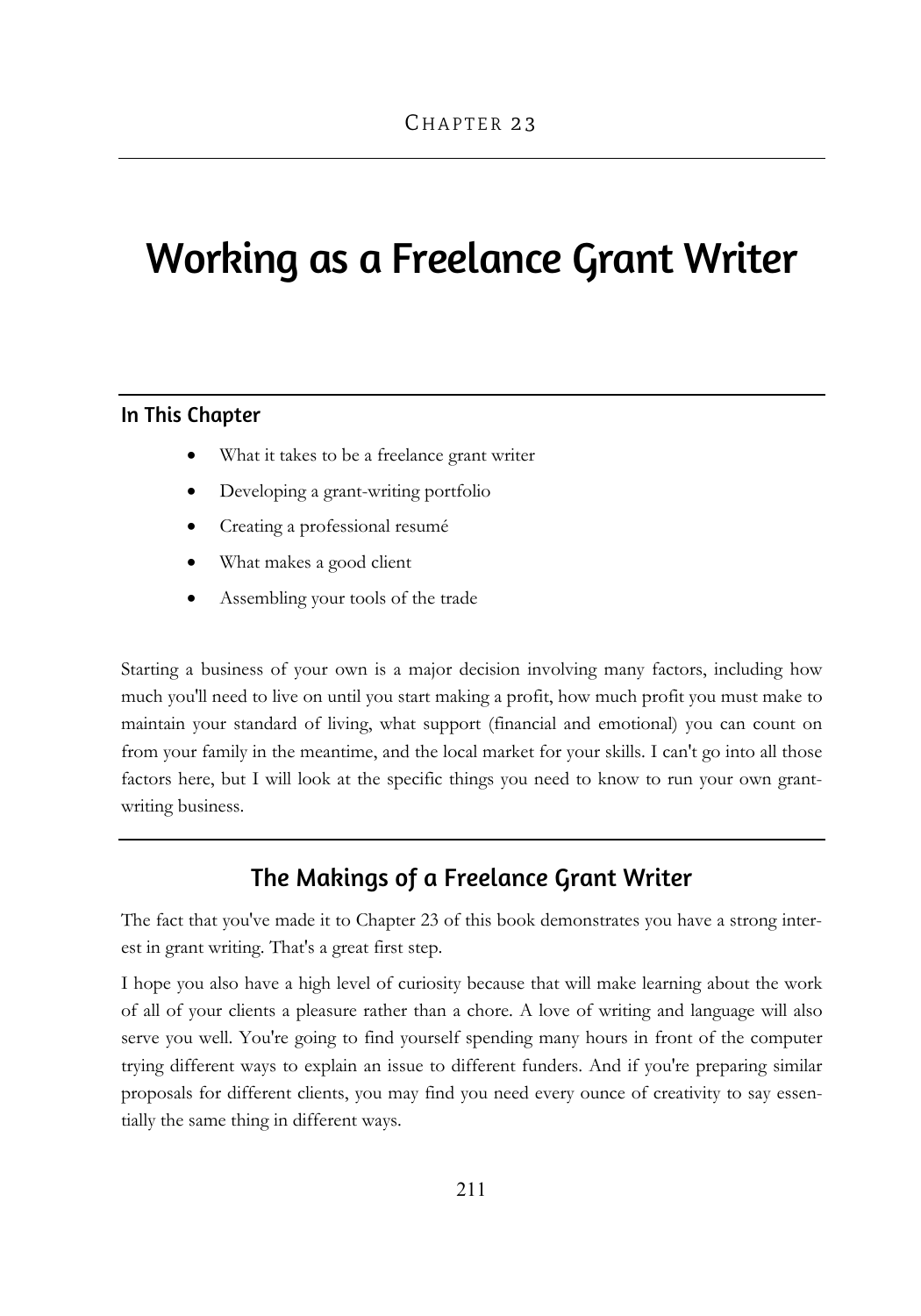CHAPTER 23

# Working as a Freelance Grant Writer

### In This Chapter

- What it takes to be a freelance grant writer
- Developing a grant-writing portfolio
- Creating a professional resumé
- What makes a good client
- Assembling your tools of the trade

Starting a business of your own is a major decision involving many factors, including how much you'll need to live on until you start making a profit, how much profit you must make to maintain your standard of living, what support (financial and emotional) you can count on from your family in the meantime, and the local market for your skills. I can't go into all those factors here, but I will look at the specific things you need to know to run your own grant-writing business.

## The Makings of a Freelance Grant Writer

The fact that you've made it to Chapter 23 of this book demonstrates you have a strong interest in grant writing. That's a great first step.

I hope you also have a high level of curiosity because that will make learning about the work of all of your clients a pleasure rather than a chore. A love of writing and language will also serve you well. You're going to find yourself spending many hours in front of the computer trying different ways to explain an issue to different funders. And if you're preparing similar proposals for different clients, you may find you need every ounce of creativity to say essentially the same thing in different ways.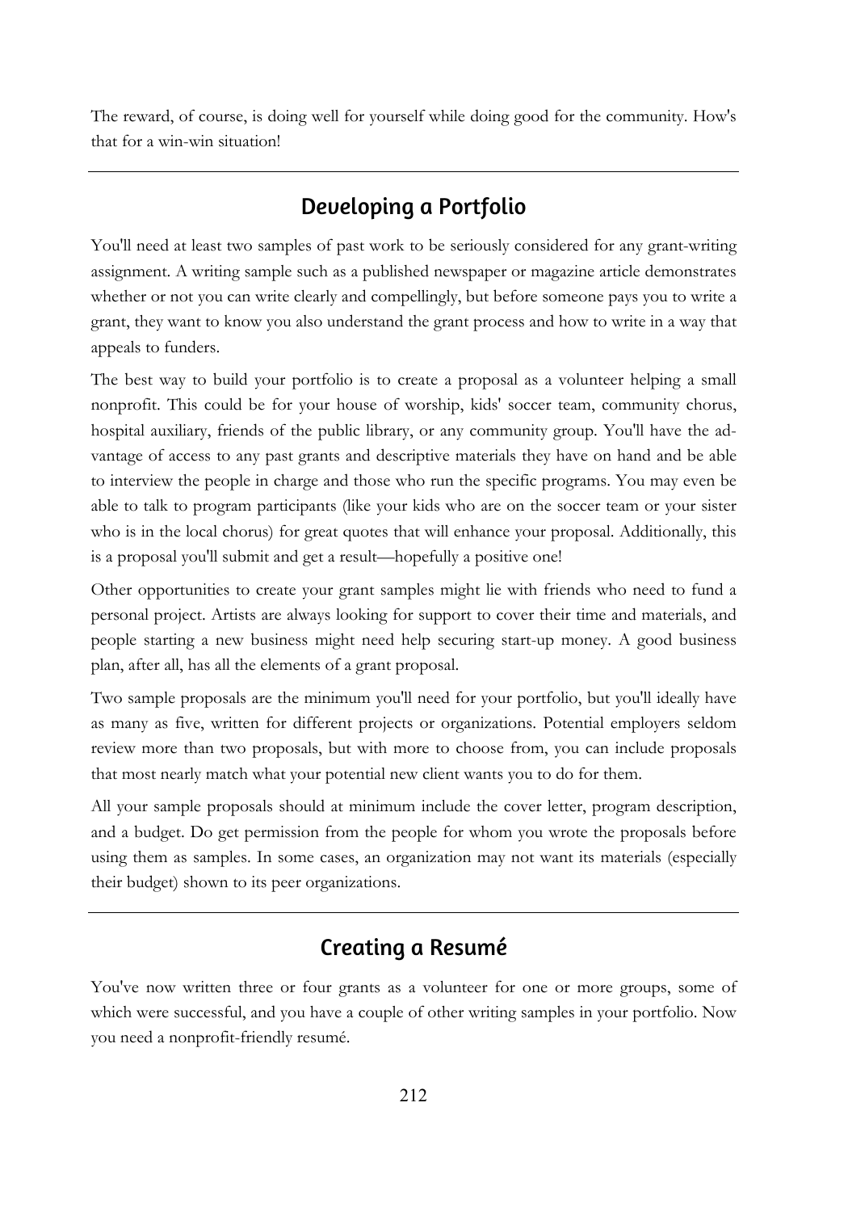The reward, of course, is doing well for yourself while doing good for the community. How's that for a win-win situation!

## Developing a Portfolio

You'll need at least two samples of past work to be seriously considered for any grant-writing assignment. A writing sample such as a published newspaper or magazine article demonstrates whether or not you can write clearly and compellingly, but before someone pays you to write a grant, they want to know you also understand the grant process and how to write in a way that appeals to funders.

The best way to build your portfolio is to create a proposal as a volunteer helping a small nonprofit. This could be for your house of worship, kids' soccer team, community chorus, hospital auxiliary, friends of the public library, or any community group. You'll have the advantage of access to any past grants and descriptive materials they have on hand and be able to interview the people in charge and those who run the specific programs. You may even be able to talk to program participants (like your kids who are on the soccer team or your sister who is in the local chorus) for great quotes that will enhance your proposal. Additionally, this is a proposal you'll submit and get a result—hopefully a positive one!

Other opportunities to create your grant samples might lie with friends who need to fund a personal project. Artists are always looking for support to cover their time and materials, and people starting a new business might need help securing start-up money. A good business plan, after all, has all the elements of a grant proposal.

Two sample proposals are the minimum you'll need for your portfolio, but you'll ideally have as many as five, written for different projects or organizations. Potential employers seldom review more than two proposals, but with more to choose from, you can include proposals that most nearly match what your potential new client wants you to do for them.

All your sample proposals should at minimum include the cover letter, program description, and a budget. Do get permission from the people for whom you wrote the proposals before using them as samples. In some cases, an organization may not want its materials (especially their budget) shown to its peer organizations.

## Creating a Resumé

You've now written three or four grants as a volunteer for one or more groups, some of which were successful, and you have a couple of other writing samples in your portfolio. Now you need a nonprofit-friendly resumé.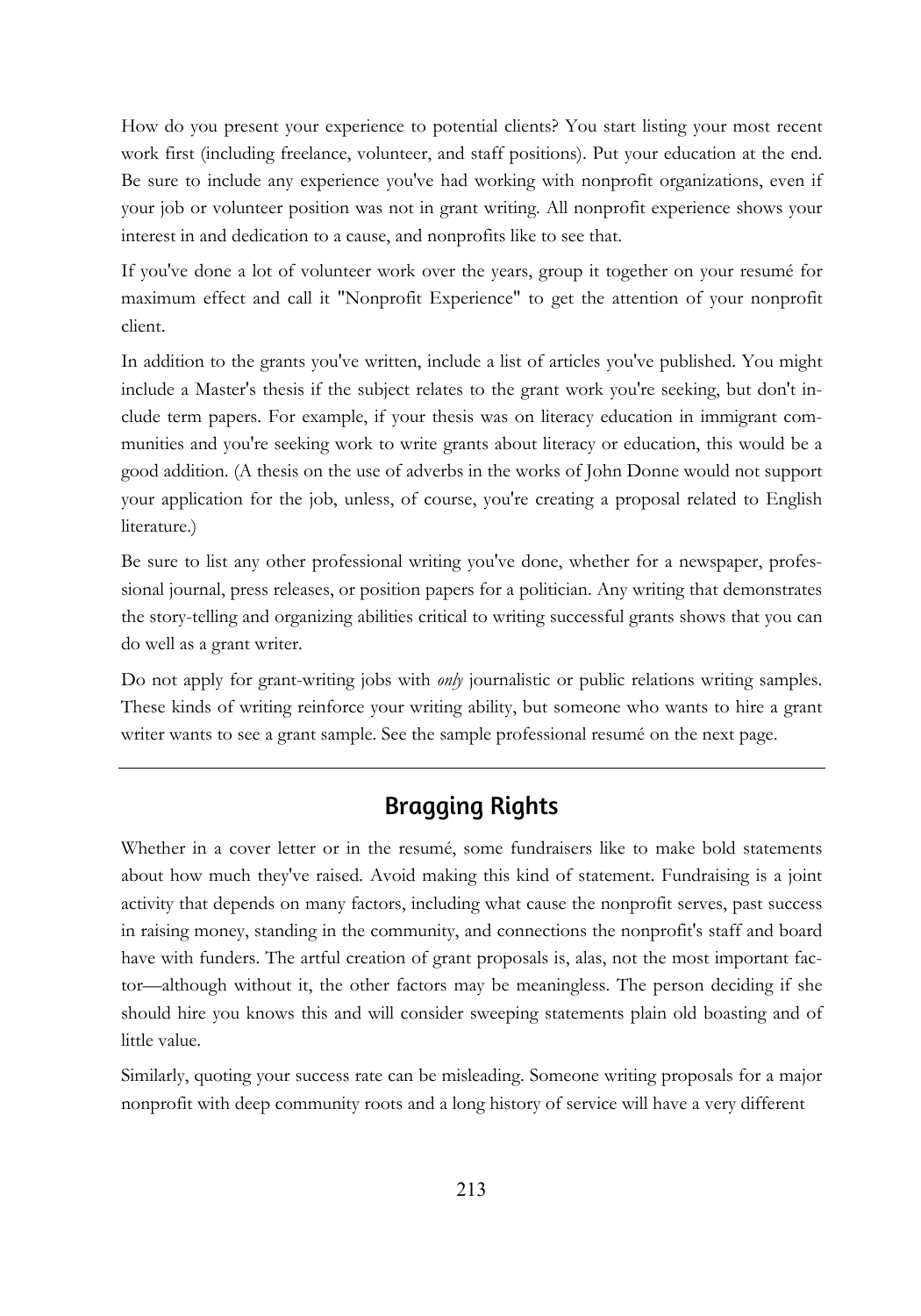How do you present your experience to potential clients? You start listing your most recent work first (including freelance, volunteer, and staff positions). Put your education at the end. Be sure to include any experience you've had working with nonprofit organizations, even if your job or volunteer position was not in grant writing. All nonprofit experience shows your interest in and dedication to a cause, and nonprofits like to see that.

If you've done a lot of volunteer work over the years, group it together on your resumé for maximum effect and call it "Nonprofit Experience" to get the attention of your nonprofit client.

In addition to the grants you've written, include a list of articles you've published. You might include a Master's thesis if the subject relates to the grant work you're seeking, but don't include term papers. For example, if your thesis was on literacy education in immigrant communities and you're seeking work to write grants about literacy or education, this would be a good addition. (A thesis on the use of adverbs in the works of John Donne would not support your application for the job, unless, of course, you're creating a proposal related to English literature.)

Be sure to list any other professional writing you've done, whether for a newspaper, professional journal, press releases, or position papers for a politician. Any writing that demonstrates the story-telling and organizing abilities critical to writing successful grants shows that you can do well as a grant writer.

Do not apply for grant-writing jobs with *only* journalistic or public relations writing samples. These kinds of writing reinforce your writing ability, but someone who wants to hire a grant writer wants to see a grant sample. See the sample professional resumé on the next page.

---

## Bragging Rights

Whether in a cover letter or in the resumé, some fundraisers like to make bold statements about how much they've raised. Avoid making this kind of statement. Fundraising is a joint activity that depends on many factors, including what cause the nonprofit serves, past success in raising money, standing in the community, and connections the nonprofit's staff and board have with funders. The artful creation of grant proposals is, alas, not the most important factor—although without it, the other factors may be meaningless. The person deciding if she should hire you knows this and will consider sweeping statements plain old boasting and of little value.

Similarly, quoting your success rate can be misleading. Someone writing proposals for a major nonprofit with deep community roots and a long history of service will have a very different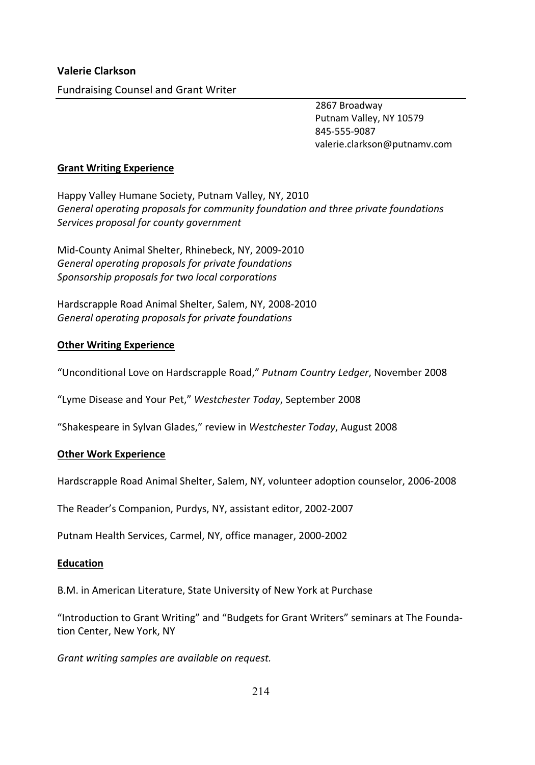**Valerie Clarkson**

Fundraising Counsel and Grant Writer

2867 Broadway
Putnam Valley, NY 10579
845-555-9087
valerie.clarkson@putnamv.com

**Grant Writing Experience**

Happy Valley Humane Society, Putnam Valley, NY, 2010
*General operating proposals for community foundation and three private foundations*
*Services proposal for county government*

Mid-County Animal Shelter, Rhinebeck, NY, 2009-2010
*General operating proposals for private foundations*
*Sponsorship proposals for two local corporations*

Hardscrapple Road Animal Shelter, Salem, NY, 2008-2010
*General operating proposals for private foundations*

**Other Writing Experience**

"Unconditional Love on Hardscrapple Road," *Putnam Country Ledger*, November 2008

"Lyme Disease and Your Pet," *Westchester Today*, September 2008

"Shakespeare in Sylvan Glades," review in *Westchester Today*, August 2008

**Other Work Experience**

Hardscrapple Road Animal Shelter, Salem, NY, volunteer adoption counselor, 2006-2008

The Reader's Companion, Purdys, NY, assistant editor, 2002-2007

Putnam Health Services, Carmel, NY, office manager, 2000-2002

**Education**

B.M. in American Literature, State University of New York at Purchase

"Introduction to Grant Writing" and "Budgets for Grant Writers" seminars at The Foundation Center, New York, NY

*Grant writing samples are available on request.*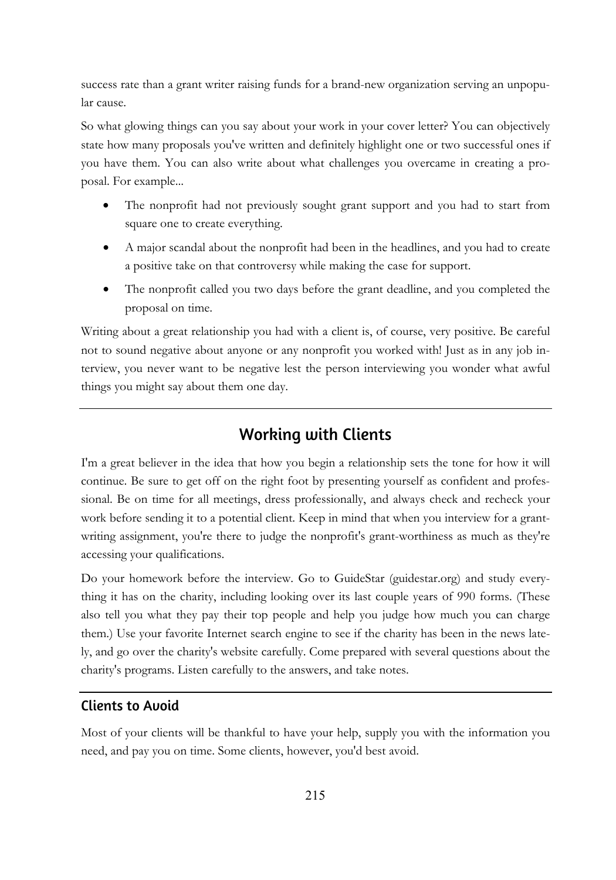success rate than a grant writer raising funds for a brand-new organization serving an unpopular cause.

So what glowing things can you say about your work in your cover letter? You can objectively state how many proposals you've written and definitely highlight one or two successful ones if you have them. You can also write about what challenges you overcame in creating a proposal. For example...

- The nonprofit had not previously sought grant support and you had to start from square one to create everything.
- A major scandal about the nonprofit had been in the headlines, and you had to create a positive take on that controversy while making the case for support.
- The nonprofit called you two days before the grant deadline, and you completed the proposal on time.

Writing about a great relationship you had with a client is, of course, very positive. Be careful not to sound negative about anyone or any nonprofit you worked with! Just as in any job interview, you never want to be negative lest the person interviewing you wonder what awful things you might say about them one day.

## Working with Clients

I'm a great believer in the idea that how you begin a relationship sets the tone for how it will continue. Be sure to get off on the right foot by presenting yourself as confident and professional. Be on time for all meetings, dress professionally, and always check and recheck your work before sending it to a potential client. Keep in mind that when you interview for a grant-writing assignment, you're there to judge the nonprofit's grant-worthiness as much as they're accessing your qualifications.

Do your homework before the interview. Go to GuideStar (guidestar.org) and study everything it has on the charity, including looking over its last couple years of 990 forms. (These also tell you what they pay their top people and help you judge how much you can charge them.) Use your favorite Internet search engine to see if the charity has been in the news lately, and go over the charity's website carefully. Come prepared with several questions about the charity's programs. Listen carefully to the answers, and take notes.

### Clients to Avoid

Most of your clients will be thankful to have your help, supply you with the information you need, and pay you on time. Some clients, however, you'd best avoid.